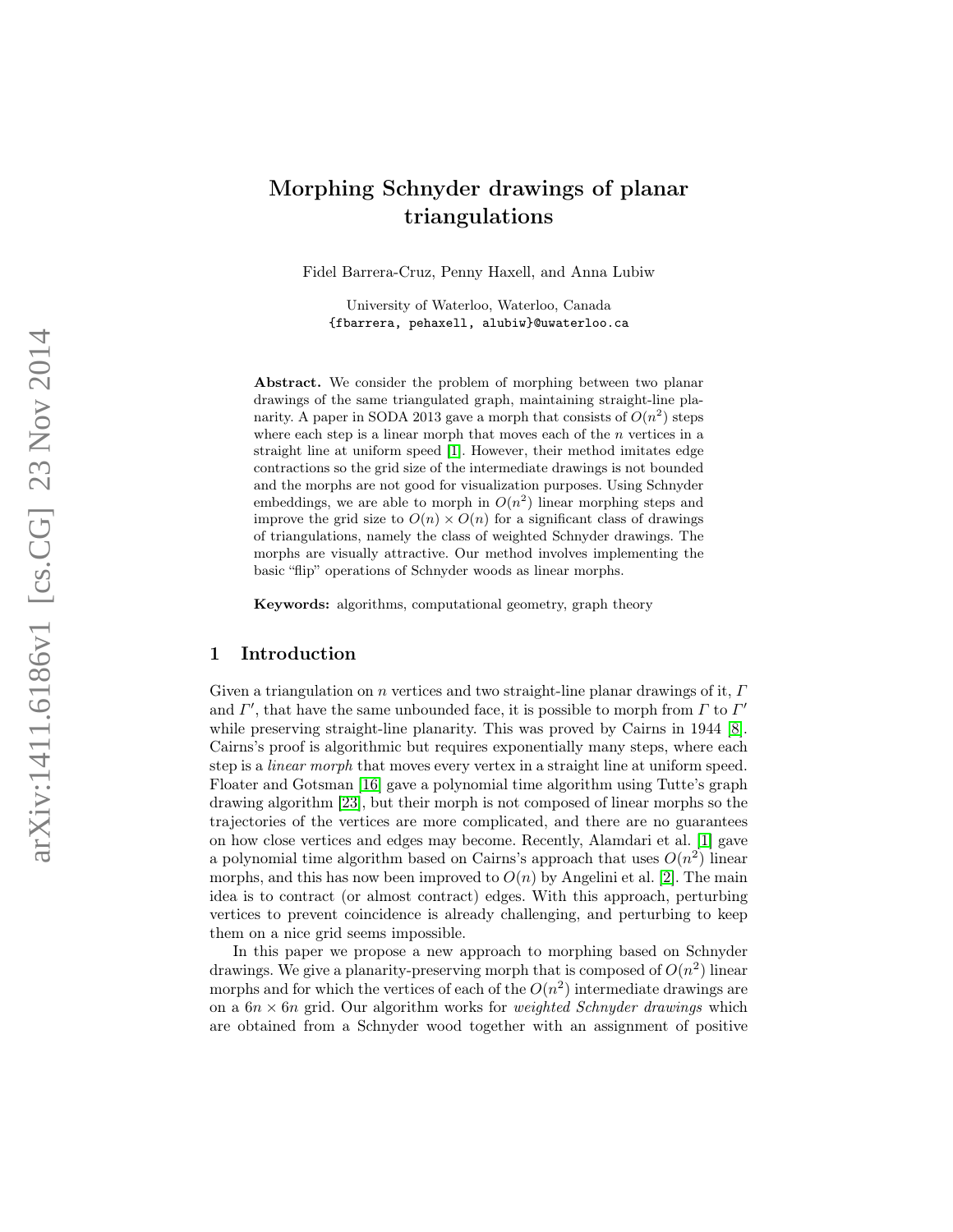# Morphing Schnyder drawings of planar triangulations

Fidel Barrera-Cruz, Penny Haxell, and Anna Lubiw

University of Waterloo, Waterloo, Canada
{fbarrera, pehaxell, alubiw}@uwaterloo.ca

**Abstract.** We consider the problem of morphing between two planar drawings of the same triangulated graph, maintaining straight-line planarity. A paper in SODA 2013 gave a morph that consists of $O(n^2)$ steps where each step is a linear morph that moves each of the $n$ vertices in a straight line at uniform speed [1]. However, their method imitates edge contractions so the grid size of the intermediate drawings is not bounded and the morphs are not good for visualization purposes. Using Schnyder embeddings, we are able to morph in $O(n^2)$ linear morphing steps and improve the grid size to $O(n) \times O(n)$ for a significant class of drawings of triangulations, namely the class of weighted Schnyder drawings. The morphs are visually attractive. Our method involves implementing the basic "flip" operations of Schnyder woods as linear morphs.

**Keywords:** algorithms, computational geometry, graph theory

## 1 Introduction

Given a triangulation on $n$ vertices and two straight-line planar drawings of it, $\Gamma$ and $\Gamma'$, that have the same unbounded face, it is possible to morph from $\Gamma$ to $\Gamma'$ while preserving straight-line planarity. This was proved by Cairns in 1944 [8]. Cairns's proof is algorithmic but requires exponentially many steps, where each step is a *linear morph* that moves every vertex in a straight line at uniform speed. Floater and Gotsman [16] gave a polynomial time algorithm using Tutte's graph drawing algorithm [23], but their morph is not composed of linear morphs so the trajectories of the vertices are more complicated, and there are no guarantees on how close vertices and edges may become. Recently, Alamdari et al. [1] gave a polynomial time algorithm based on Cairns's approach that uses $O(n^2)$ linear morphs, and this has now been improved to $O(n)$ by Angelini et al. [2]. The main idea is to contract (or almost contract) edges. With this approach, perturbing vertices to prevent coincidence is already challenging, and perturbing to keep them on a nice grid seems impossible.

In this paper we propose a new approach to morphing based on Schnyder drawings. We give a planarity-preserving morph that is composed of $O(n^2)$ linear morphs and for which the vertices of each of the $O(n^2)$ intermediate drawings are on a $6n \times 6n$ grid. Our algorithm works for *weighted Schnyder drawings* which are obtained from a Schnyder wood together with an assignment of positive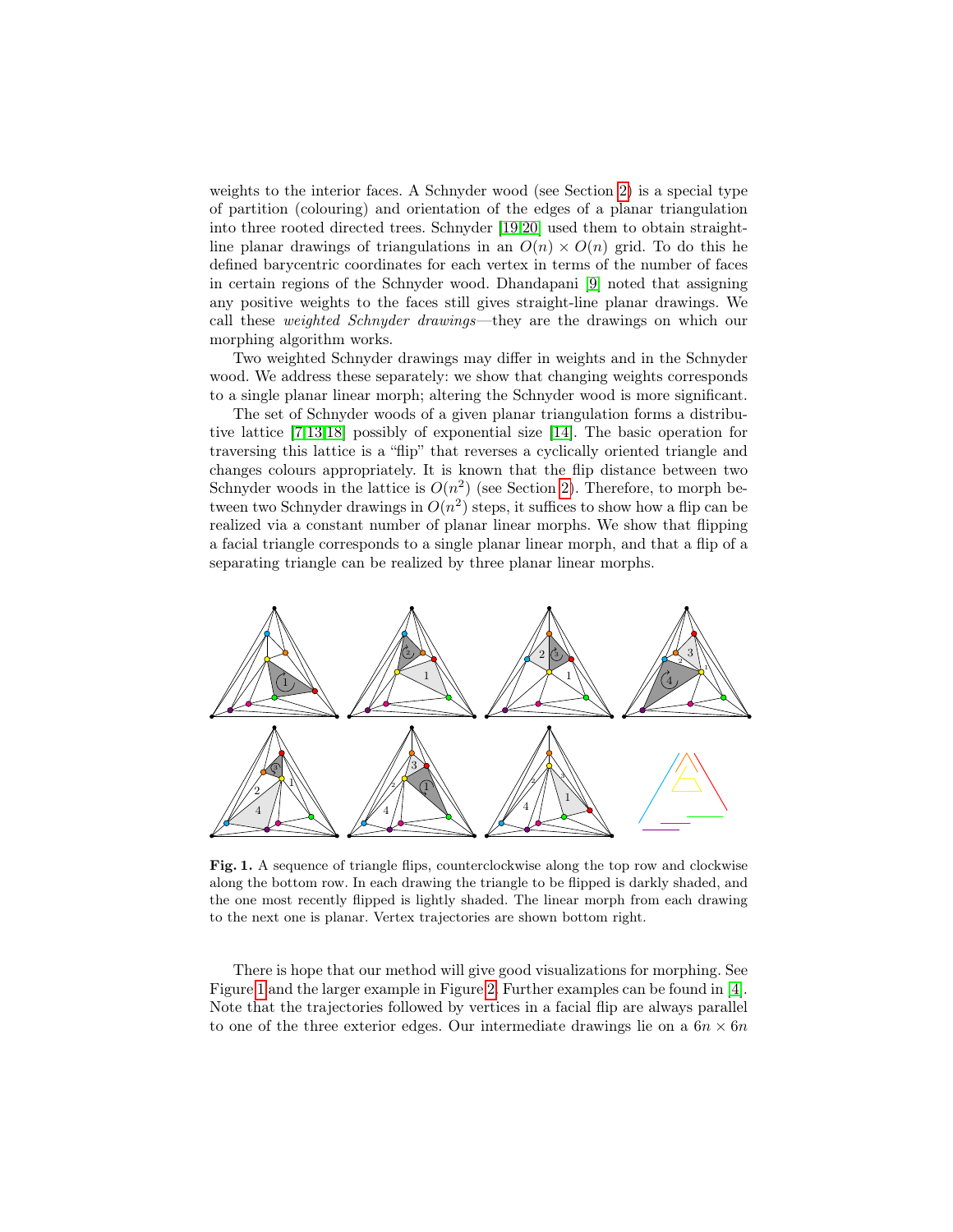weights to the interior faces. A Schnyder wood (see Section 2) is a special type of partition (colouring) and orientation of the edges of a planar triangulation into three rooted directed trees. Schnyder [19,20] used them to obtain straight-line planar drawings of triangulations in an $O(n) \times O(n)$ grid. To do this he defined barycentric coordinates for each vertex in terms of the number of faces in certain regions of the Schnyder wood. Dhandapani [9] noted that assigning any positive weights to the faces still gives straight-line planar drawings. We call these *weighted Schnyder drawings*—they are the drawings on which our morphing algorithm works.

Two weighted Schnyder drawings may differ in weights and in the Schnyder wood. We address these separately: we show that changing weights corresponds to a single planar linear morph; altering the Schnyder wood is more significant.

The set of Schnyder woods of a given planar triangulation forms a distributive lattice [7,13,18] possibly of exponential size [14]. The basic operation for traversing this lattice is a "flip" that reverses a cyclically oriented triangle and changes colours appropriately. It is known that the flip distance between two Schnyder woods in the lattice is $O(n^2)$ (see Section 2). Therefore, to morph between two Schnyder drawings in $O(n^2)$ steps, it suffices to show how a flip can be realized via a constant number of planar linear morphs. We show that flipping a facial triangle corresponds to a single planar linear morph, and that a flip of a separating triangle can be realized by three planar linear morphs.

**Fig. 1.** A sequence of triangle flips, counterclockwise along the top row and clockwise along the bottom row. In each drawing the triangle to be flipped is darkly shaded, and the one most recently flipped is lightly shaded. The linear morph from each drawing to the next one is planar. Vertex trajectories are shown bottom right.

There is hope that our method will give good visualizations for morphing. See Figure 1 and the larger example in Figure 2. Further examples can be found in [4]. Note that the trajectories followed by vertices in a facial flip are always parallel to one of the three exterior edges. Our intermediate drawings lie on a $6n \times 6n$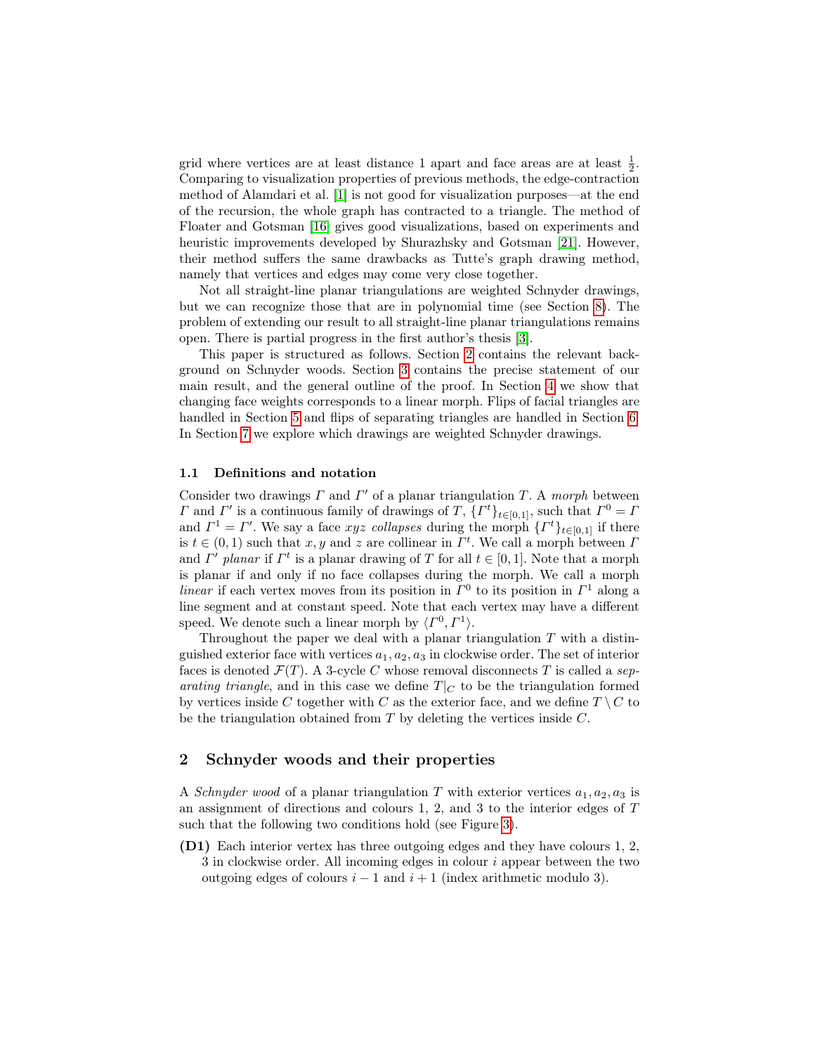grid where vertices are at least distance 1 apart and face areas are at least $\frac{1}{2}$. Comparing to visualization properties of previous methods, the edge-contraction method of Alamdari et al. [1] is not good for visualization purposes—at the end of the recursion, the whole graph has contracted to a triangle. The method of Floater and Gotsman [16] gives good visualizations, based on experiments and heuristic improvements developed by Shurazhsky and Gotsman [21]. However, their method suffers the same drawbacks as Tutte's graph drawing method, namely that vertices and edges may come very close together.

Not all straight-line planar triangulations are weighted Schnyder drawings, but we can recognize those that are in polynomial time (see Section 8). The problem of extending our result to all straight-line planar triangulations remains open. There is partial progress in the first author's thesis [3].

This paper is structured as follows. Section 2 contains the relevant background on Schnyder woods. Section 3 contains the precise statement of our main result, and the general outline of the proof. In Section 4 we show that changing face weights corresponds to a linear morph. Flips of facial triangles are handled in Section 5 and flips of separating triangles are handled in Section 6. In Section 7 we explore which drawings are weighted Schnyder drawings.

### 1.1 Definitions and notation

Consider two drawings $\Gamma$ and $\Gamma'$ of a planar triangulation $T$. A *morph* between $\Gamma$ and $\Gamma'$ is a continuous family of drawings of $T$, $\{\Gamma^t\}_{t\in[0,1]}$, such that $\Gamma^0 = \Gamma$ and $\Gamma^1 = \Gamma'$. We say a face $xyz$ *collapses* during the morph $\{\Gamma^t\}_{t\in[0,1]}$ if there is $t \in (0,1)$ such that $x, y$ and $z$ are collinear in $\Gamma^t$. We call a morph between $\Gamma$ and $\Gamma'$ *planar* if $\Gamma^t$ is a planar drawing of $T$ for all $t \in [0,1]$. Note that a morph is planar if and only if no face collapses during the morph. We call a morph *linear* if each vertex moves from its position in $\Gamma^0$ to its position in $\Gamma^1$ along a line segment and at constant speed. Note that each vertex may have a different speed. We denote such a linear morph by $\langle\Gamma^0, \Gamma^1\rangle$.

Throughout the paper we deal with a planar triangulation $T$ with a distinguished exterior face with vertices $a_1, a_2, a_3$ in clockwise order. The set of interior faces is denoted $\mathcal{F}(T)$. A 3-cycle $C$ whose removal disconnects $T$ is called a *separating triangle*, and in this case we define $T|_C$ to be the triangulation formed by vertices inside $C$ together with $C$ as the exterior face, and we define $T \setminus C$ to be the triangulation obtained from $T$ by deleting the vertices inside $C$.

## 2 Schnyder woods and their properties

A *Schnyder wood* of a planar triangulation $T$ with exterior vertices $a_1, a_2, a_3$ is an assignment of directions and colours 1, 2, and 3 to the interior edges of $T$ such that the following two conditions hold (see Figure 3).

**(D1)** Each interior vertex has three outgoing edges and they have colours 1, 2, 3 in clockwise order. All incoming edges in colour $i$ appear between the two outgoing edges of colours $i-1$ and $i+1$ (index arithmetic modulo 3).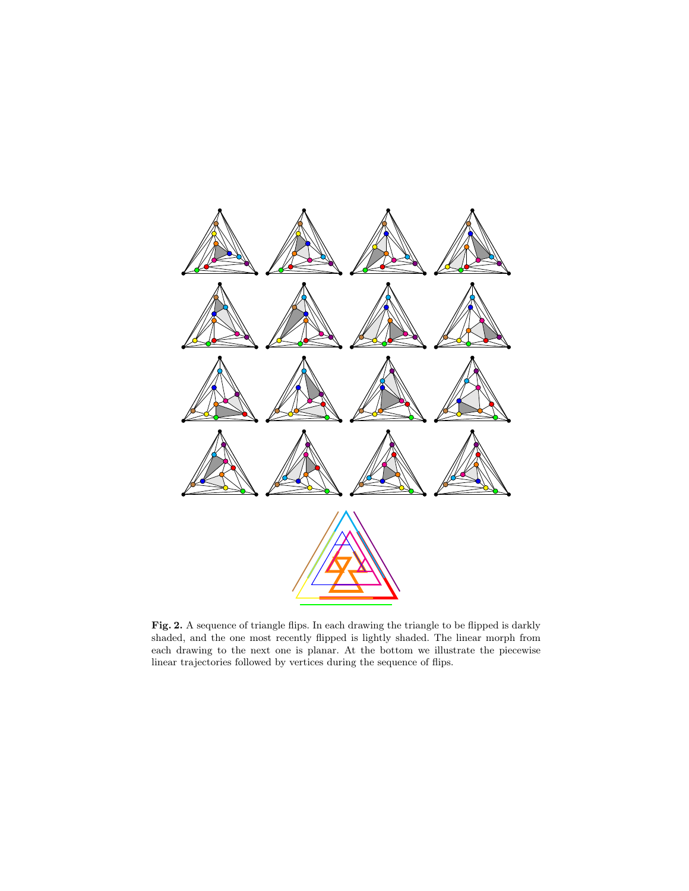**Fig. 2.** A sequence of triangle flips. In each drawing the triangle to be flipped is darkly shaded, and the one most recently flipped is lightly shaded. The linear morph from each drawing to the next one is planar. At the bottom we illustrate the piecewise linear trajectories followed by vertices during the sequence of flips.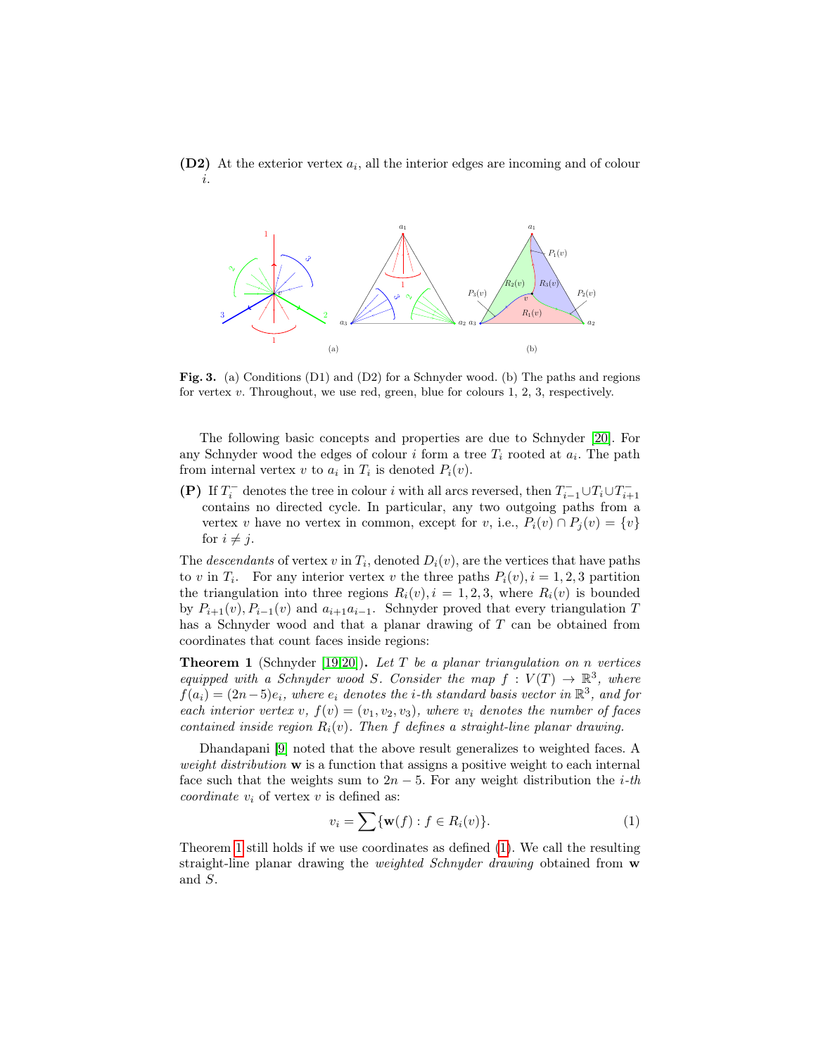**(D2)** At the exterior vertex $a_i$, all the interior edges are incoming and of colour $i$.

1

3

2

3

2

1

$a_1$

1

3

2

$a_3$

$a_2$

(a)

$a_1$

$P_1(v)$

$R_2(v)$

$R_3(v)$

$P_3(v)$

$P_2(v)$

$v$

$R_1(v)$

$a_3$

$a_2$

(b)

**Fig. 3.** (a) Conditions (D1) and (D2) for a Schnyder wood. (b) The paths and regions for vertex $v$. Throughout, we use red, green, blue for colours 1, 2, 3, respectively.

The following basic concepts and properties are due to Schnyder [20]. For any Schnyder wood the edges of colour $i$ form a tree $T_i$ rooted at $a_i$. The path from internal vertex $v$ to $a_i$ in $T_i$ is denoted $P_i(v)$.

**(P)** If $T_i^-$ denotes the tree in colour $i$ with all arcs reversed, then $T_{i-1}^- \cup T_i \cup T_{i+1}^-$ contains no directed cycle. In particular, any two outgoing paths from a vertex $v$ have no vertex in common, except for $v$, i.e., $P_i(v) \cap P_j(v) = \{v\}$ for $i \neq j$.

The *descendants* of vertex $v$ in $T_i$, denoted $D_i(v)$, are the vertices that have paths to $v$ in $T_i$. For any interior vertex $v$ the three paths $P_i(v), i = 1, 2, 3$ partition the triangulation into three regions $R_i(v), i = 1, 2, 3$, where $R_i(v)$ is bounded by $P_{i+1}(v), P_{i-1}(v)$ and $a_{i+1}a_{i-1}$. Schnyder proved that every triangulation $T$ has a Schnyder wood and that a planar drawing of $T$ can be obtained from coordinates that count faces inside regions:

**Theorem 1** (Schnyder [19,20])**.** *Let $T$ be a planar triangulation on $n$ vertices equipped with a Schnyder wood $S$. Consider the map $f : V(T) \to \mathbb{R}^3$, where $f(a_i) = (2n-5)e_i$, where $e_i$ denotes the $i$-th standard basis vector in $\mathbb{R}^3$, and for each interior vertex $v$, $f(v) = (v_1, v_2, v_3)$, where $v_i$ denotes the number of faces contained inside region $R_i(v)$. Then $f$ defines a straight-line planar drawing.*

Dhandapani [9] noted that the above result generalizes to weighted faces. A *weight distribution* $\mathbf{w}$ is a function that assigns a positive weight to each internal face such that the weights sum to $2n - 5$. For any weight distribution the *$i$-th coordinate* $v_i$ of vertex $v$ is defined as:

$$v_i = \sum \{\mathbf{w}(f) : f \in R_i(v)\}. \tag{1}$$

Theorem 1 still holds if we use coordinates as defined (1). We call the resulting straight-line planar drawing the *weighted Schnyder drawing* obtained from $\mathbf{w}$ and $S$.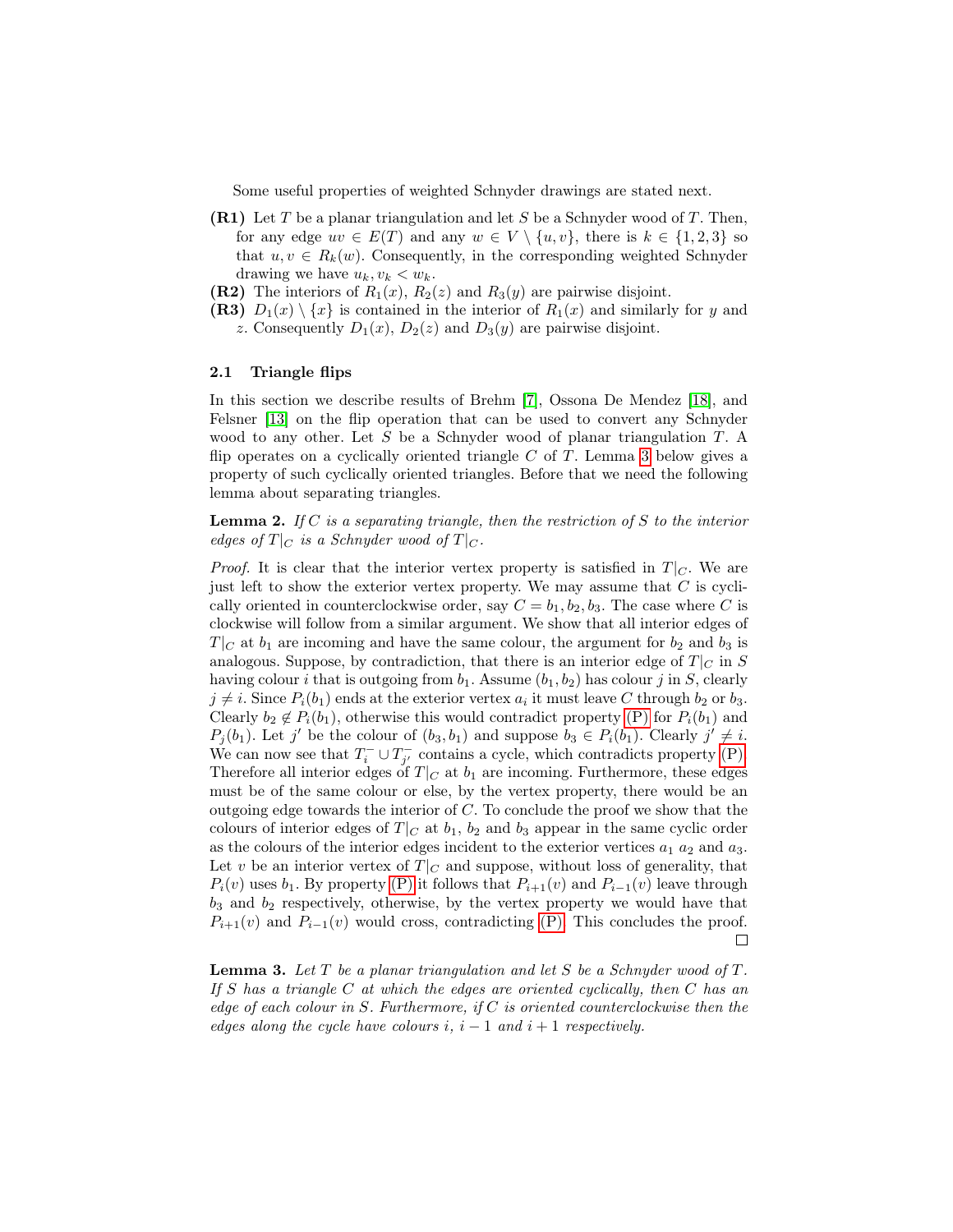Some useful properties of weighted Schnyder drawings are stated next.

- **(R1)** Let $T$ be a planar triangulation and let $S$ be a Schnyder wood of $T$. Then, for any edge $uv \in E(T)$ and any $w \in V \setminus \{u, v\}$, there is $k \in \{1, 2, 3\}$ so that $u, v \in R_k(w)$. Consequently, in the corresponding weighted Schnyder drawing we have $u_k, v_k < w_k$.
- **(R2)** The interiors of $R_1(x)$, $R_2(z)$ and $R_3(y)$ are pairwise disjoint.
- **(R3)** $D_1(x) \setminus \{x\}$ is contained in the interior of $R_1(x)$ and similarly for $y$ and $z$. Consequently $D_1(x)$, $D_2(z)$ and $D_3(y)$ are pairwise disjoint.

### 2.1 Triangle flips

In this section we describe results of Brehm [7], Ossona De Mendez [18], and Felsner [13] on the flip operation that can be used to convert any Schnyder wood to any other. Let $S$ be a Schnyder wood of planar triangulation $T$. A flip operates on a cyclically oriented triangle $C$ of $T$. Lemma 3 below gives a property of such cyclically oriented triangles. Before that we need the following lemma about separating triangles.

**Lemma 2.** *If $C$ is a separating triangle, then the restriction of $S$ to the interior edges of $T|_C$ is a Schnyder wood of $T|_C$.*

*Proof.* It is clear that the interior vertex property is satisfied in $T|_C$. We are just left to show the exterior vertex property. We may assume that $C$ is cyclically oriented in counterclockwise order, say $C = b_1, b_2, b_3$. The case where $C$ is clockwise will follow from a similar argument. We show that all interior edges of $T|_C$ at $b_1$ are incoming and have the same colour, the argument for $b_2$ and $b_3$ is analogous. Suppose, by contradiction, that there is an interior edge of $T|_C$ in $S$ having colour $i$ that is outgoing from $b_1$. Assume $(b_1, b_2)$ has colour $j$ in $S$, clearly $j \neq i$. Since $P_i(b_1)$ ends at the exterior vertex $a_i$ it must leave $C$ through $b_2$ or $b_3$. Clearly $b_2 \notin P_i(b_1)$, otherwise this would contradict property (P) for $P_i(b_1)$ and $P_j(b_1)$. Let $j'$ be the colour of $(b_3, b_1)$ and suppose $b_3 \in P_i(b_1)$. Clearly $j' \neq i$. We can now see that $T_i^- \cup T_{j'}^-$ contains a cycle, which contradicts property (P). Therefore all interior edges of $T|_C$ at $b_1$ are incoming. Furthermore, these edges must be of the same colour or else, by the vertex property, there would be an outgoing edge towards the interior of $C$. To conclude the proof we show that the colours of interior edges of $T|_C$ at $b_1$, $b_2$ and $b_3$ appear in the same cyclic order as the colours of the interior edges incident to the exterior vertices $a_1$ $a_2$ and $a_3$. Let $v$ be an interior vertex of $T|_C$ and suppose, without loss of generality, that $P_i(v)$ uses $b_1$. By property (P) it follows that $P_{i+1}(v)$ and $P_{i-1}(v)$ leave through $b_3$ and $b_2$ respectively, otherwise, by the vertex property we would have that $P_{i+1}(v)$ and $P_{i-1}(v)$ would cross, contradicting (P). This concludes the proof. □

**Lemma 3.** *Let $T$ be a planar triangulation and let $S$ be a Schnyder wood of $T$. If $S$ has a triangle $C$ at which the edges are oriented cyclically, then $C$ has an edge of each colour in $S$. Furthermore, if $C$ is oriented counterclockwise then the edges along the cycle have colours $i$, $i-1$ and $i+1$ respectively.*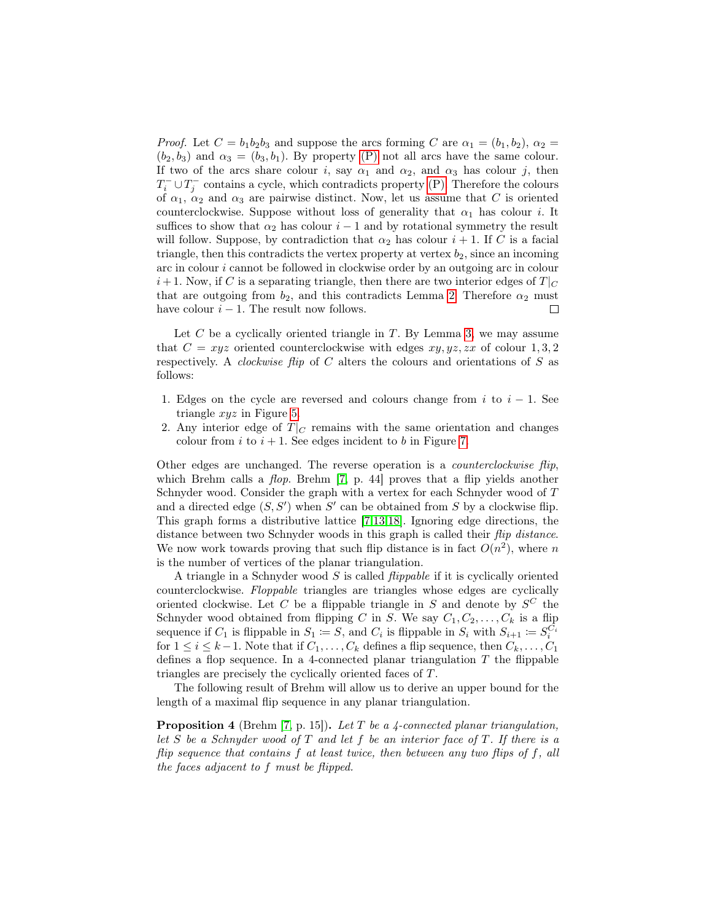*Proof.* Let $C = b_1b_2b_3$ and suppose the arcs forming $C$ are $\alpha_1 = (b_1, b_2)$, $\alpha_2 = (b_2, b_3)$ and $\alpha_3 = (b_3, b_1)$. By property (P) not all arcs have the same colour. If two of the arcs share colour $i$, say $\alpha_1$ and $\alpha_2$, and $\alpha_3$ has colour $j$, then $T_i^- \cup T_j^-$ contains a cycle, which contradicts property (P). Therefore the colours of $\alpha_1$, $\alpha_2$ and $\alpha_3$ are pairwise distinct. Now, let us assume that $C$ is oriented counterclockwise. Suppose without loss of generality that $\alpha_1$ has colour $i$. It suffices to show that $\alpha_2$ has colour $i-1$ and by rotational symmetry the result will follow. Suppose, by contradiction that $\alpha_2$ has colour $i+1$. If $C$ is a facial triangle, then this contradicts the vertex property at vertex $b_2$, since an incoming arc in colour $i$ cannot be followed in clockwise order by an outgoing arc in colour $i+1$. Now, if $C$ is a separating triangle, then there are two interior edges of $T|_C$ that are outgoing from $b_2$, and this contradicts Lemma 2. Therefore $\alpha_2$ must have colour $i-1$. The result now follows. □

Let $C$ be a cyclically oriented triangle in $T$. By Lemma 3, we may assume that $C = xyz$ oriented counterclockwise with edges $xy, yz, zx$ of colour $1, 3, 2$ respectively. A *clockwise flip* of $C$ alters the colours and orientations of $S$ as follows:

1. Edges on the cycle are reversed and colours change from $i$ to $i-1$. See triangle $xyz$ in Figure 5.
2. Any interior edge of $T|_C$ remains with the same orientation and changes colour from $i$ to $i+1$. See edges incident to $b$ in Figure 7.

Other edges are unchanged. The reverse operation is a *counterclockwise flip*, which Brehm calls a *flop*. Brehm [7, p. 44] proves that a flip yields another Schnyder wood. Consider the graph with a vertex for each Schnyder wood of $T$ and a directed edge $(S, S')$ when $S'$ can be obtained from $S$ by a clockwise flip. This graph forms a distributive lattice [7,13,18]. Ignoring edge directions, the distance between two Schnyder woods in this graph is called their *flip distance*. We now work towards proving that such flip distance is in fact $O(n^2)$, where $n$ is the number of vertices of the planar triangulation.

A triangle in a Schnyder wood $S$ is called *flippable* if it is cyclically oriented counterclockwise. *Floppable* triangles are triangles whose edges are cyclically oriented clockwise. Let $C$ be a flippable triangle in $S$ and denote by $S^C$ the Schnyder wood obtained from flipping $C$ in $S$. We say $C_1, C_2, \ldots, C_k$ is a flip sequence if $C_1$ is flippable in $S_1 := S$, and $C_i$ is flippable in $S_i$ with $S_{i+1} := S_i^{C_i}$ for $1 \leq i \leq k-1$. Note that if $C_1, \ldots, C_k$ defines a flip sequence, then $C_k, \ldots, C_1$ defines a flop sequence. In a 4-connected planar triangulation $T$ the flippable triangles are precisely the cyclically oriented faces of $T$.

The following result of Brehm will allow us to derive an upper bound for the length of a maximal flip sequence in any planar triangulation.

**Proposition 4** (Brehm [7, p. 15]). *Let $T$ be a 4-connected planar triangulation, let $S$ be a Schnyder wood of $T$ and let $f$ be an interior face of $T$. If there is a flip sequence that contains $f$ at least twice, then between any two flips of $f$, all the faces adjacent to $f$ must be flipped.*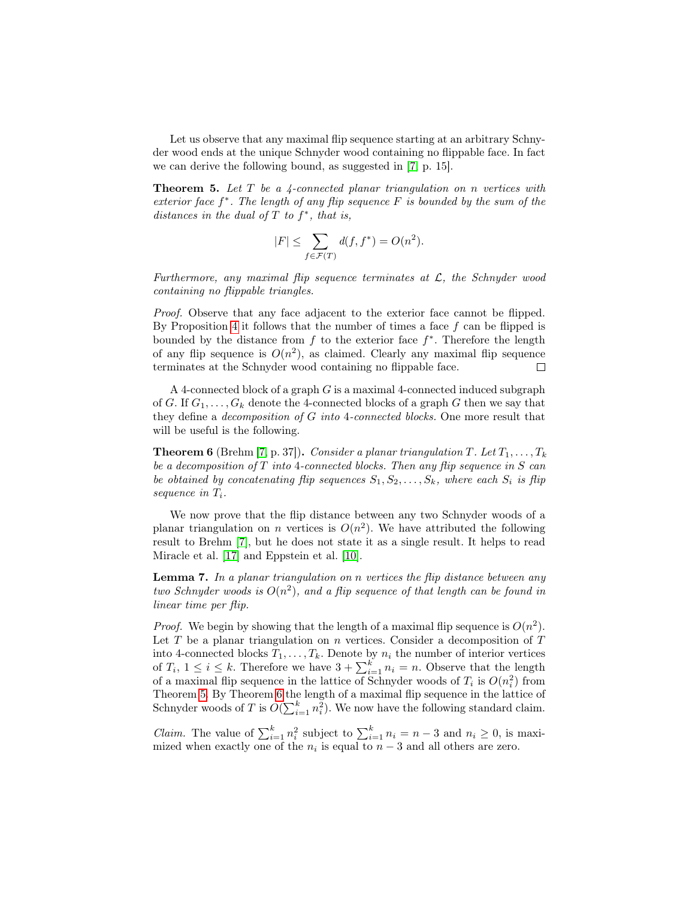Let us observe that any maximal flip sequence starting at an arbitrary Schnyder wood ends at the unique Schnyder wood containing no flippable face. In fact we can derive the following bound, as suggested in [7] p. 15].

**Theorem 5.** *Let $T$ be a 4-connected planar triangulation on $n$ vertices with exterior face $f^*$. The length of any flip sequence $F$ is bounded by the sum of the distances in the dual of $T$ to $f^*$, that is,*

$$|F| \leq \sum_{f \in \mathcal{F}(T)} d(f, f^*) = O(n^2).$$

*Furthermore, any maximal flip sequence terminates at $\mathcal{L}$, the Schnyder wood containing no flippable triangles.*

*Proof.* Observe that any face adjacent to the exterior face cannot be flipped. By Proposition 4 it follows that the number of times a face $f$ can be flipped is bounded by the distance from $f$ to the exterior face $f^*$. Therefore the length of any flip sequence is $O(n^2)$, as claimed. Clearly any maximal flip sequence terminates at the Schnyder wood containing no flippable face. □

A 4-connected block of a graph $G$ is a maximal 4-connected induced subgraph of $G$. If $G_1, \ldots, G_k$ denote the 4-connected blocks of a graph $G$ then we say that they define a *decomposition of $G$ into 4-connected blocks.* One more result that will be useful is the following.

**Theorem 6** (Brehm [7] p. 37]). *Consider a planar triangulation $T$. Let $T_1, \ldots, T_k$ be a decomposition of $T$ into 4-connected blocks. Then any flip sequence in $S$ can be obtained by concatenating flip sequences $S_1, S_2, \ldots, S_k$, where each $S_i$ is flip sequence in $T_i$.*

We now prove that the flip distance between any two Schnyder woods of a planar triangulation on $n$ vertices is $O(n^2)$. We have attributed the following result to Brehm [7], but he does not state it as a single result. It helps to read Miracle et al. [17] and Eppstein et al. [10].

**Lemma 7.** *In a planar triangulation on $n$ vertices the flip distance between any two Schnyder woods is $O(n^2)$, and a flip sequence of that length can be found in linear time per flip.*

*Proof.* We begin by showing that the length of a maximal flip sequence is $O(n^2)$. Let $T$ be a planar triangulation on $n$ vertices. Consider a decomposition of $T$ into 4-connected blocks $T_1, \ldots, T_k$. Denote by $n_i$ the number of interior vertices of $T_i$, $1 \leq i \leq k$. Therefore we have $3 + \sum_{i=1}^{k} n_i = n$. Observe that the length of a maximal flip sequence in the lattice of Schnyder woods of $T_i$ is $O(n_i^2)$ from Theorem 5. By Theorem 6 the length of a maximal flip sequence in the lattice of Schnyder woods of $T$ is $O(\sum_{i=1}^{k} n_i^2)$. We now have the following standard claim.

*Claim.* The value of $\sum_{i=1}^{k} n_i^2$ subject to $\sum_{i=1}^{k} n_i = n - 3$ and $n_i \geq 0$, is maximized when exactly one of the $n_i$ is equal to $n - 3$ and all others are zero.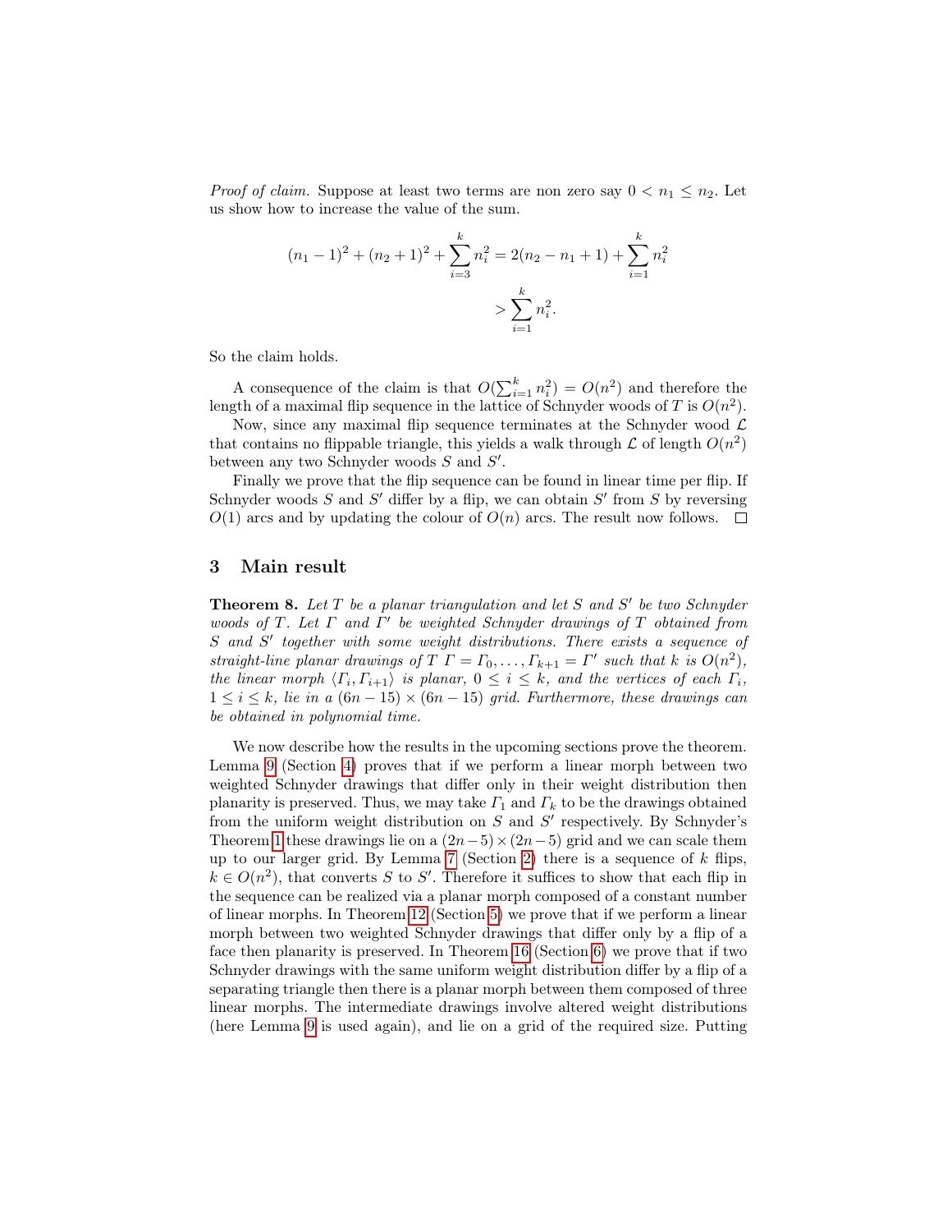*Proof of claim.* Suppose at least two terms are non zero say $0 < n_1 \leq n_2$. Let us show how to increase the value of the sum.

$$(n_1 - 1)^2 + (n_2 + 1)^2 + \sum_{i=3}^{k} n_i^2 = 2(n_2 - n_1 + 1) + \sum_{i=1}^{k} n_i^2$$
$$> \sum_{i=1}^{k} n_i^2.$$

So the claim holds.

A consequence of the claim is that $O(\sum_{i=1}^{k} n_i^2) = O(n^2)$ and therefore the length of a maximal flip sequence in the lattice of Schnyder woods of $T$ is $O(n^2)$.

Now, since any maximal flip sequence terminates at the Schnyder wood $\mathcal{L}$ that contains no flippable triangle, this yields a walk through $\mathcal{L}$ of length $O(n^2)$ between any two Schnyder woods $S$ and $S'$.

Finally we prove that the flip sequence can be found in linear time per flip. If Schnyder woods $S$ and $S'$ differ by a flip, we can obtain $S'$ from $S$ by reversing $O(1)$ arcs and by updating the colour of $O(n)$ arcs. The result now follows. □

## 3 Main result

**Theorem 8.** *Let $T$ be a planar triangulation and let $S$ and $S'$ be two Schnyder woods of $T$. Let $\Gamma$ and $\Gamma'$ be weighted Schnyder drawings of $T$ obtained from $S$ and $S'$ together with some weight distributions. There exists a sequence of straight-line planar drawings of $T$ $\Gamma = \Gamma_0, \ldots, \Gamma_{k+1} = \Gamma'$ such that $k$ is $O(n^2)$, the linear morph $\langle \Gamma_i, \Gamma_{i+1} \rangle$ is planar, $0 \leq i \leq k$, and the vertices of each $\Gamma_i$, $1 \leq i \leq k$, lie in a $(6n-15) \times (6n-15)$ grid. Furthermore, these drawings can be obtained in polynomial time.*

We now describe how the results in the upcoming sections prove the theorem. Lemma 9 (Section 4) proves that if we perform a linear morph between two weighted Schnyder drawings that differ only in their weight distribution then planarity is preserved. Thus, we may take $\Gamma_1$ and $\Gamma_k$ to be the drawings obtained from the uniform weight distribution on $S$ and $S'$ respectively. By Schnyder's Theorem 1 these drawings lie on a $(2n-5) \times (2n-5)$ grid and we can scale them up to our larger grid. By Lemma 7 (Section 2) there is a sequence of $k$ flips, $k \in O(n^2)$, that converts $S$ to $S'$. Therefore it suffices to show that each flip in the sequence can be realized via a planar morph composed of a constant number of linear morphs. In Theorem 12 (Section 5) we prove that if we perform a linear morph between two weighted Schnyder drawings that differ only by a flip of a face then planarity is preserved. In Theorem 16 (Section 6) we prove that if two Schnyder drawings with the same uniform weight distribution differ by a flip of a separating triangle then there is a planar morph between them composed of three linear morphs. The intermediate drawings involve altered weight distributions (here Lemma 9 is used again), and lie on a grid of the required size. Putting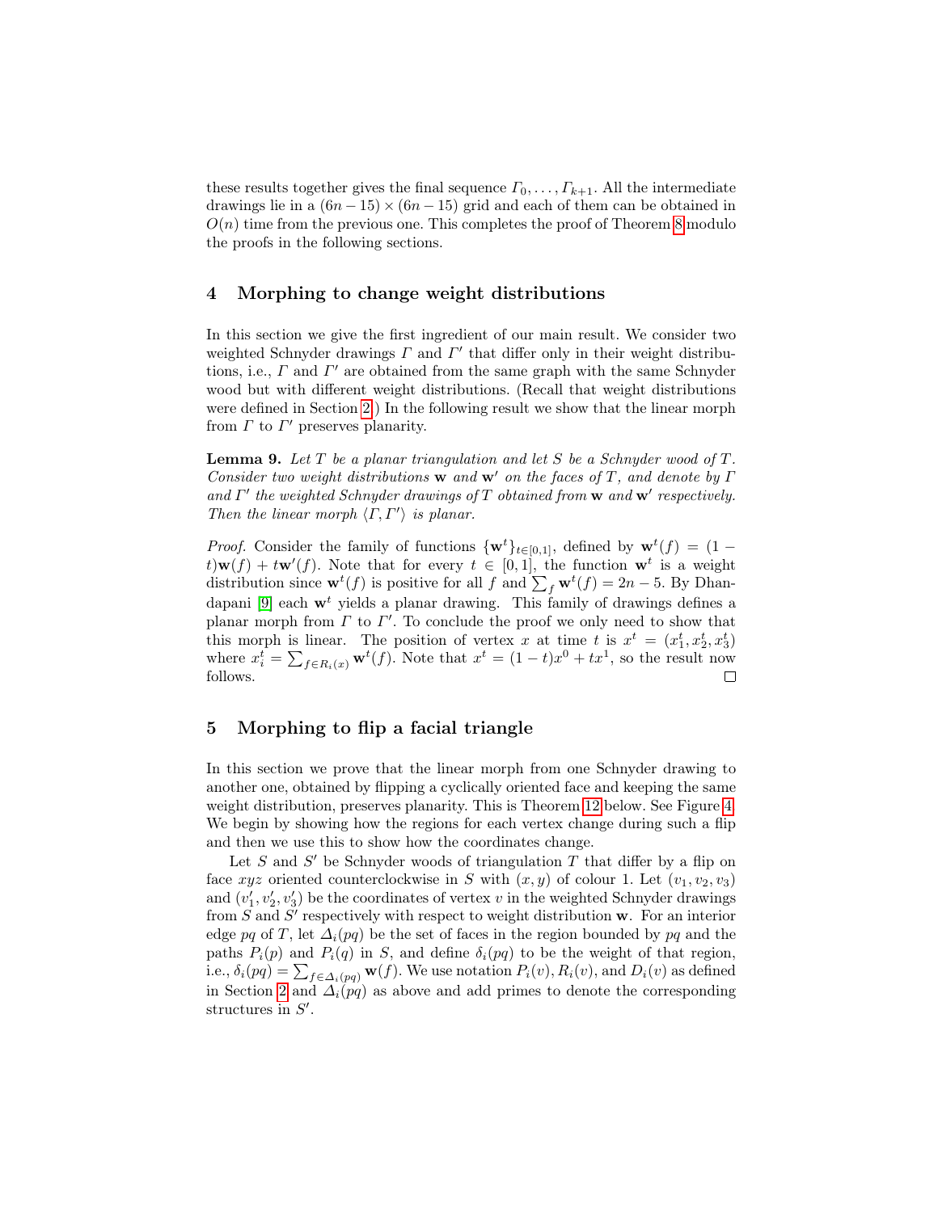these results together gives the final sequence $\Gamma_0, \ldots, \Gamma_{k+1}$. All the intermediate drawings lie in a $(6n-15) \times (6n-15)$ grid and each of them can be obtained in $O(n)$ time from the previous one. This completes the proof of Theorem 8 modulo the proofs in the following sections.

## 4 Morphing to change weight distributions

In this section we give the first ingredient of our main result. We consider two weighted Schnyder drawings $\Gamma$ and $\Gamma'$ that differ only in their weight distributions, i.e., $\Gamma$ and $\Gamma'$ are obtained from the same graph with the same Schnyder wood but with different weight distributions. (Recall that weight distributions were defined in Section 2.) In the following result we show that the linear morph from $\Gamma$ to $\Gamma'$ preserves planarity.

**Lemma 9.** *Let $T$ be a planar triangulation and let $S$ be a Schnyder wood of $T$. Consider two weight distributions $\mathbf{w}$ and $\mathbf{w}'$ on the faces of $T$, and denote by $\Gamma$ and $\Gamma'$ the weighted Schnyder drawings of $T$ obtained from $\mathbf{w}$ and $\mathbf{w}'$ respectively. Then the linear morph $\langle \Gamma, \Gamma' \rangle$ is planar.*

*Proof.* Consider the family of functions $\{\mathbf{w}^t\}_{t \in [0,1]}$, defined by $\mathbf{w}^t(f) = (1-t)\mathbf{w}(f) + t\mathbf{w}'(f)$. Note that for every $t \in [0,1]$, the function $\mathbf{w}^t$ is a weight distribution since $\mathbf{w}^t(f)$ is positive for all $f$ and $\sum_f \mathbf{w}^t(f) = 2n-5$. By Dhandapani [9] each $\mathbf{w}^t$ yields a planar drawing. This family of drawings defines a planar morph from $\Gamma$ to $\Gamma'$. To conclude the proof we only need to show that this morph is linear. The position of vertex $x$ at time $t$ is $x^t = (x_1^t, x_2^t, x_3^t)$ where $x_i^t = \sum_{f \in R_i(x)} \mathbf{w}^t(f)$. Note that $x^t = (1-t)x^0 + tx^1$, so the result now follows. □

## 5 Morphing to flip a facial triangle

In this section we prove that the linear morph from one Schnyder drawing to another one, obtained by flipping a cyclically oriented face and keeping the same weight distribution, preserves planarity. This is Theorem 12 below. See Figure 4. We begin by showing how the regions for each vertex change during such a flip and then we use this to show how the coordinates change.

Let $S$ and $S'$ be Schnyder woods of triangulation $T$ that differ by a flip on face $xyz$ oriented counterclockwise in $S$ with $(x, y)$ of colour 1. Let $(v_1, v_2, v_3)$ and $(v_1', v_2', v_3')$ be the coordinates of vertex $v$ in the weighted Schnyder drawings from $S$ and $S'$ respectively with respect to weight distribution $\mathbf{w}$. For an interior edge $pq$ of $T$, let $\Delta_i(pq)$ be the set of faces in the region bounded by $pq$ and the paths $P_i(p)$ and $P_i(q)$ in $S$, and define $\delta_i(pq)$ to be the weight of that region, i.e., $\delta_i(pq) = \sum_{f \in \Delta_i(pq)} \mathbf{w}(f)$. We use notation $P_i(v)$, $R_i(v)$, and $D_i(v)$ as defined in Section 2 and $\Delta_i(pq)$ as above and add primes to denote the corresponding structures in $S'$.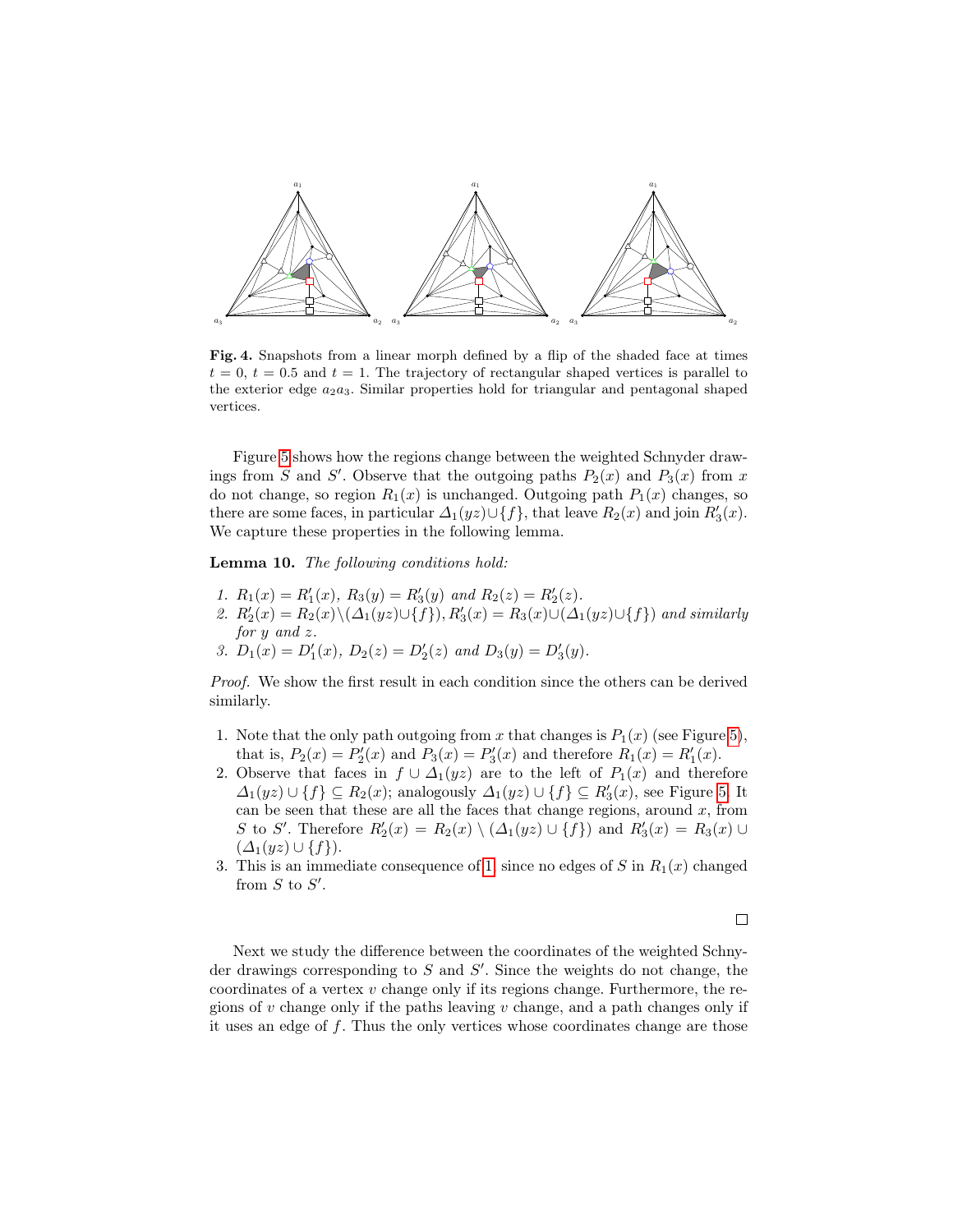$a_1$ $a_1$ $a_1$

$a_3$ $a_2$ $a_3$ $a_2$ $a_3$ $a_2$

**Fig. 4.** Snapshots from a linear morph defined by a flip of the shaded face at times $t = 0$, $t = 0.5$ and $t = 1$. The trajectory of rectangular shaped vertices is parallel to the exterior edge $a_2a_3$. Similar properties hold for triangular and pentagonal shaped vertices.

Figure 5 shows how the regions change between the weighted Schnyder drawings from $S$ and $S'$. Observe that the outgoing paths $P_2(x)$ and $P_3(x)$ from $x$ do not change, so region $R_1(x)$ is unchanged. Outgoing path $P_1(x)$ changes, so there are some faces, in particular $\Delta_1(yz) \cup \{f\}$, that leave $R_2(x)$ and join $R'_3(x)$. We capture these properties in the following lemma.

**Lemma 10.** *The following conditions hold:*

1. $R_1(x) = R'_1(x)$, $R_3(y) = R'_3(y)$ *and* $R_2(z) = R'_2(z)$.
2. $R'_2(x) = R_2(x) \setminus (\Delta_1(yz) \cup \{f\})$, $R'_3(x) = R_3(x) \cup (\Delta_1(yz) \cup \{f\})$ *and similarly for* $y$ *and* $z$.
3. $D_1(x) = D'_1(x)$, $D_2(z) = D'_2(z)$ *and* $D_3(y) = D'_3(y)$.

*Proof.* We show the first result in each condition since the others can be derived similarly.

1. Note that the only path outgoing from $x$ that changes is $P_1(x)$ (see Figure 5), that is, $P_2(x) = P'_2(x)$ and $P_3(x) = P'_3(x)$ and therefore $R_1(x) = R'_1(x)$.
2. Observe that faces in $f \cup \Delta_1(yz)$ are to the left of $P_1(x)$ and therefore $\Delta_1(yz) \cup \{f\} \subseteq R_2(x)$; analogously $\Delta_1(yz) \cup \{f\} \subseteq R'_3(x)$, see Figure 5. It can be seen that these are all the faces that change regions, around $x$, from $S$ to $S'$. Therefore $R'_2(x) = R_2(x) \setminus (\Delta_1(yz) \cup \{f\})$ and $R'_3(x) = R_3(x) \cup (\Delta_1(yz) \cup \{f\})$.
3. This is an immediate consequence of 1, since no edges of $S$ in $R_1(x)$ changed from $S$ to $S'$.

□

Next we study the difference between the coordinates of the weighted Schnyder drawings corresponding to $S$ and $S'$. Since the weights do not change, the coordinates of a vertex $v$ change only if its regions change. Furthermore, the regions of $v$ change only if the paths leaving $v$ change, and a path changes only if it uses an edge of $f$. Thus the only vertices whose coordinates change are those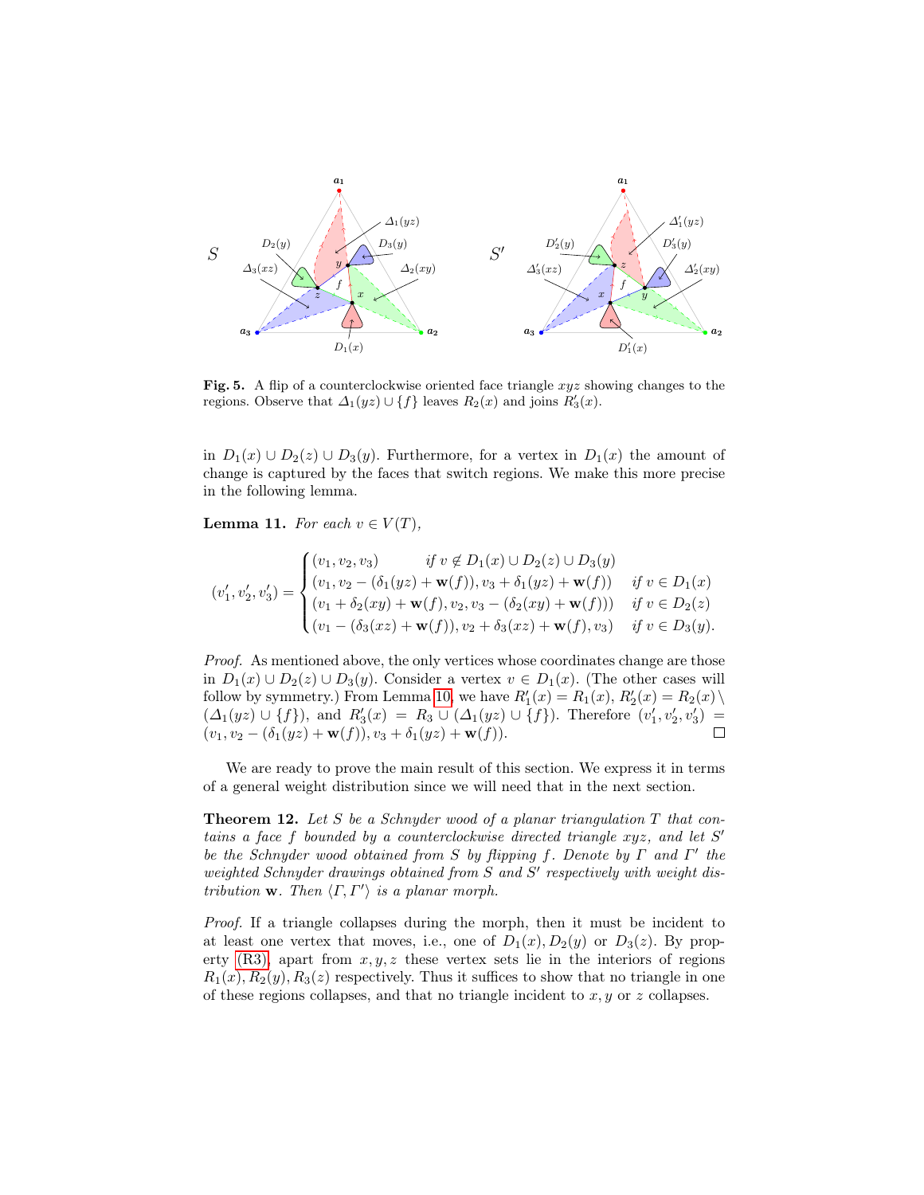S

$a_1$

$\Delta_1(yz)$

$D_2(y)$

$D_3(y)$

$\Delta_3(xz)$

$\Delta_2(xy)$

$y$

$f$

$z$

$x$

$a_3$

$a_2$

$D_1(x)$

S'

$a_1$

$\Delta'_1(yz)$

$D'_2(y)$

$D'_3(y)$

$\Delta'_3(xz)$

$\Delta'_2(xy)$

$z$

$f$

$x$

$y$

$a_3$

$a_2$

$D'_1(x)$

**Fig. 5.** A flip of a counterclockwise oriented face triangle $xyz$ showing changes to the regions. Observe that $\Delta_1(yz) \cup \{f\}$ leaves $R_2(x)$ and joins $R'_3(x)$.

in $D_1(x) \cup D_2(z) \cup D_3(y)$. Furthermore, for a vertex in $D_1(x)$ the amount of change is captured by the faces that switch regions. We make this more precise in the following lemma.

**Lemma 11.** *For each $v \in V(T)$,*

$$(v'_1, v'_2, v'_3) = \begin{cases} (v_1, v_2, v_3) & \text{if } v \notin D_1(x) \cup D_2(z) \cup D_3(y) \\ (v_1, v_2 - (\delta_1(yz) + \mathbf{w}(f)), v_3 + \delta_1(yz) + \mathbf{w}(f)) & \text{if } v \in D_1(x) \\ (v_1 + \delta_2(xy) + \mathbf{w}(f), v_2, v_3 - (\delta_2(xy) + \mathbf{w}(f))) & \text{if } v \in D_2(z) \\ (v_1 - (\delta_3(xz) + \mathbf{w}(f)), v_2 + \delta_3(xz) + \mathbf{w}(f), v_3) & \text{if } v \in D_3(y). \end{cases}$$

*Proof.* As mentioned above, the only vertices whose coordinates change are those in $D_1(x) \cup D_2(z) \cup D_3(y)$. Consider a vertex $v \in D_1(x)$. (The other cases will follow by symmetry.) From Lemma 10, we have $R'_1(x) = R_1(x)$, $R'_2(x) = R_2(x) \setminus (\Delta_1(yz) \cup \{f\})$, and $R'_3(x) = R_3 \cup (\Delta_1(yz) \cup \{f\})$. Therefore $(v'_1, v'_2, v'_3) = (v_1, v_2 - (\delta_1(yz) + \mathbf{w}(f)), v_3 + \delta_1(yz) + \mathbf{w}(f))$. □

We are ready to prove the main result of this section. We express it in terms of a general weight distribution since we will need that in the next section.

**Theorem 12.** *Let $S$ be a Schnyder wood of a planar triangulation $T$ that contains a face $f$ bounded by a counterclockwise directed triangle $xyz$, and let $S'$ be the Schnyder wood obtained from $S$ by flipping $f$. Denote by $\Gamma$ and $\Gamma'$ the weighted Schnyder drawings obtained from $S$ and $S'$ respectively with weight distribution $\mathbf{w}$. Then $\langle \Gamma, \Gamma' \rangle$ is a planar morph.*

*Proof.* If a triangle collapses during the morph, then it must be incident to at least one vertex that moves, i.e., one of $D_1(x), D_2(y)$ or $D_3(z)$. By property (R3), apart from $x, y, z$ these vertex sets lie in the interiors of regions $R_1(x), R_2(y), R_3(z)$ respectively. Thus it suffices to show that no triangle in one of these regions collapses, and that no triangle incident to $x, y$ or $z$ collapses.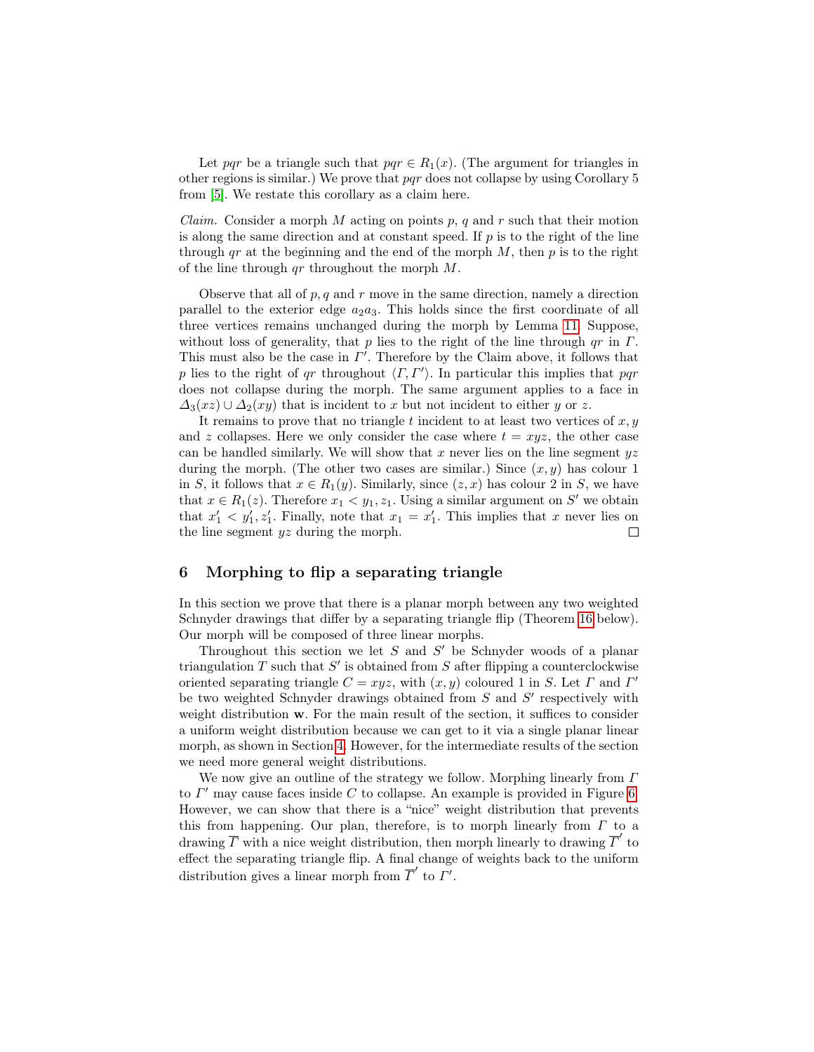Let $pqr$ be a triangle such that $pqr \in R_1(x)$. (The argument for triangles in other regions is similar.) We prove that $pqr$ does not collapse by using Corollary 5 from [5]. We restate this corollary as a claim here.

*Claim.* Consider a morph $M$ acting on points $p$, $q$ and $r$ such that their motion is along the same direction and at constant speed. If $p$ is to the right of the line through $qr$ at the beginning and the end of the morph $M$, then $p$ is to the right of the line through $qr$ throughout the morph $M$.

Observe that all of $p, q$ and $r$ move in the same direction, namely a direction parallel to the exterior edge $a_2a_3$. This holds since the first coordinate of all three vertices remains unchanged during the morph by Lemma 11. Suppose, without loss of generality, that $p$ lies to the right of the line through $qr$ in $\Gamma$. This must also be the case in $\Gamma'$. Therefore by the Claim above, it follows that $p$ lies to the right of $qr$ throughout $\langle \Gamma, \Gamma' \rangle$. In particular this implies that $pqr$ does not collapse during the morph. The same argument applies to a face in $\Delta_3(xz) \cup \Delta_2(xy)$ that is incident to $x$ but not incident to either $y$ or $z$.

It remains to prove that no triangle $t$ incident to at least two vertices of $x, y$ and $z$ collapses. Here we only consider the case where $t = xyz$, the other case can be handled similarly. We will show that $x$ never lies on the line segment $yz$ during the morph. (The other two cases are similar.) Since $(x, y)$ has colour 1 in $S$, it follows that $x \in R_1(y)$. Similarly, since $(z, x)$ has colour 2 in $S$, we have that $x \in R_1(z)$. Therefore $x_1 < y_1, z_1$. Using a similar argument on $S'$ we obtain that $x'_1 < y'_1, z'_1$. Finally, note that $x_1 = x'_1$. This implies that $x$ never lies on the line segment $yz$ during the morph. □

## 6 Morphing to flip a separating triangle

In this section we prove that there is a planar morph between any two weighted Schnyder drawings that differ by a separating triangle flip (Theorem 16 below). Our morph will be composed of three linear morphs.

Throughout this section we let $S$ and $S'$ be Schnyder woods of a planar triangulation $T$ such that $S'$ is obtained from $S$ after flipping a counterclockwise oriented separating triangle $C = xyz$, with $(x, y)$ coloured 1 in $S$. Let $\Gamma$ and $\Gamma'$ be two weighted Schnyder drawings obtained from $S$ and $S'$ respectively with weight distribution $\mathbf{w}$. For the main result of the section, it suffices to consider a uniform weight distribution because we can get to it via a single planar linear morph, as shown in Section 4. However, for the intermediate results of the section we need more general weight distributions.

We now give an outline of the strategy we follow. Morphing linearly from $\Gamma$ to $\Gamma'$ may cause faces inside $C$ to collapse. An example is provided in Figure 6. However, we can show that there is a "nice" weight distribution that prevents this from happening. Our plan, therefore, is to morph linearly from $\Gamma$ to a drawing $\overline{\Gamma}$ with a nice weight distribution, then morph linearly to drawing $\overline{\Gamma}'$ to effect the separating triangle flip. A final change of weights back to the uniform distribution gives a linear morph from $\overline{\Gamma}'$ to $\Gamma'$.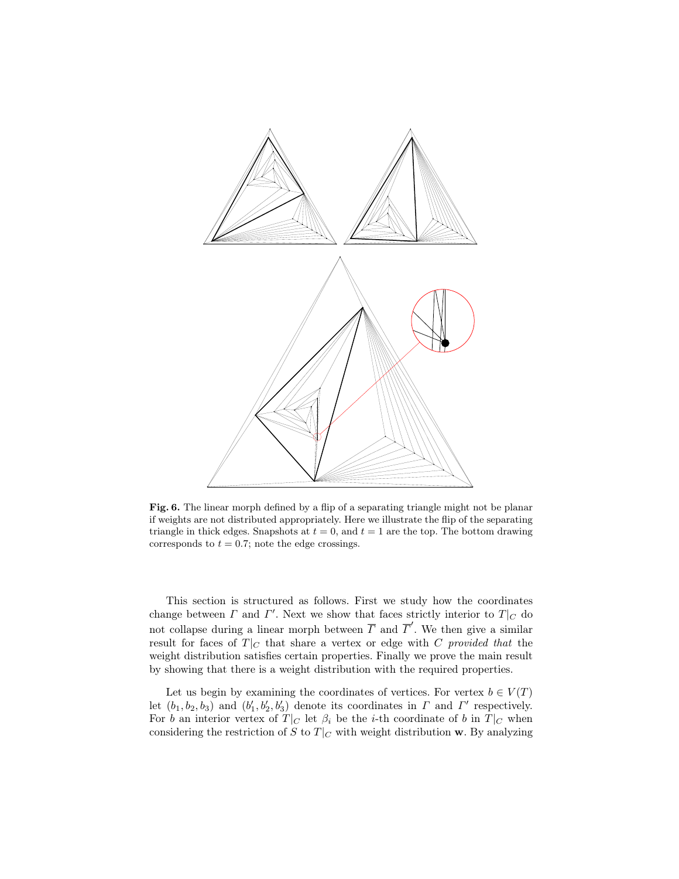**Fig. 6.** The linear morph defined by a flip of a separating triangle might not be planar if weights are not distributed appropriately. Here we illustrate the flip of the separating triangle in thick edges. Snapshots at $t = 0$, and $t = 1$ are the top. The bottom drawing corresponds to $t = 0.7$; note the edge crossings.

This section is structured as follows. First we study how the coordinates change between $\Gamma$ and $\Gamma'$. Next we show that faces strictly interior to $T|_C$ do not collapse during a linear morph between $\overline{\Gamma}$ and $\overline{\Gamma}'$. We then give a similar result for faces of $T|_C$ that share a vertex or edge with $C$ *provided that* the weight distribution satisfies certain properties. Finally we prove the main result by showing that there is a weight distribution with the required properties.

Let us begin by examining the coordinates of vertices. For vertex $b \in V(T)$ let $(b_1, b_2, b_3)$ and $(b'_1, b'_2, b'_3)$ denote its coordinates in $\Gamma$ and $\Gamma'$ respectively. For $b$ an interior vertex of $T|_C$ let $\beta_i$ be the $i$-th coordinate of $b$ in $T|_C$ when considering the restriction of $S$ to $T|_C$ with weight distribution $\mathbf{w}$. By analyzing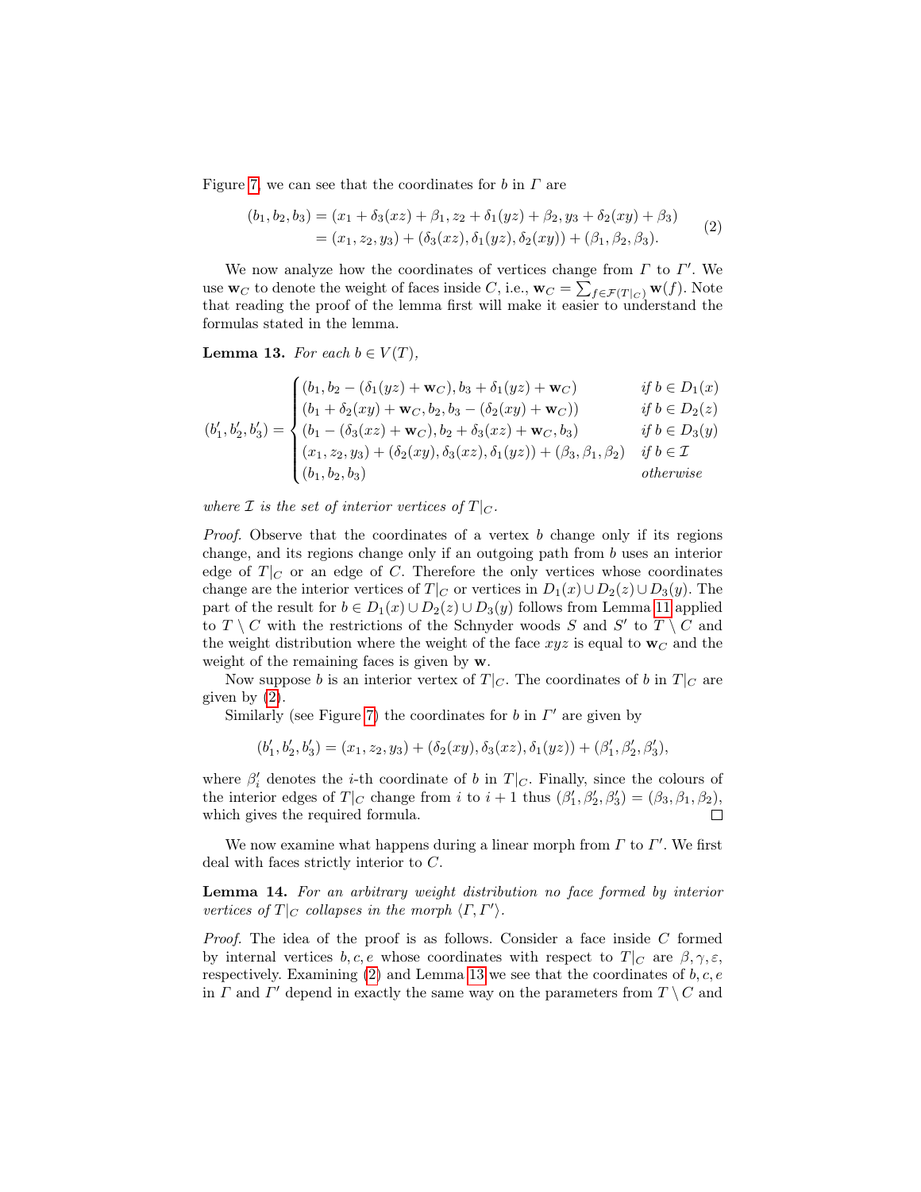Figure 7, we can see that the coordinates for $b$ in $\Gamma$ are

$$
\begin{aligned}
(b_1, b_2, b_3) &= (x_1 + \delta_3(xz) + \beta_1, z_2 + \delta_1(yz) + \beta_2, y_3 + \delta_2(xy) + \beta_3) \\
&= (x_1, z_2, y_3) + (\delta_3(xz), \delta_1(yz), \delta_2(xy)) + (\beta_1, \beta_2, \beta_3).
\end{aligned} \tag{2}
$$

We now analyze how the coordinates of vertices change from $\Gamma$ to $\Gamma'$. We use $\mathbf{w}_C$ to denote the weight of faces inside $C$, i.e., $\mathbf{w}_C = \sum_{f \in \mathcal{F}(T|_C)} \mathbf{w}(f)$. Note that reading the proof of the lemma first will make it easier to understand the formulas stated in the lemma.

**Lemma 13.** *For each $b \in V(T)$,*

$$
(b'_1, b'_2, b'_3) = \begin{cases}
(b_1, b_2 - (\delta_1(yz) + \mathbf{w}_C), b_3 + \delta_1(yz) + \mathbf{w}_C) & \text{if } b \in D_1(x) \\
(b_1 + \delta_2(xy) + \mathbf{w}_C, b_2, b_3 - (\delta_2(xy) + \mathbf{w}_C)) & \text{if } b \in D_2(z) \\
(b_1 - (\delta_3(xz) + \mathbf{w}_C), b_2 + \delta_3(xz) + \mathbf{w}_C, b_3) & \text{if } b \in D_3(y) \\
(x_1, z_2, y_3) + (\delta_2(xy), \delta_3(xz), \delta_1(yz)) + (\beta_3, \beta_1, \beta_2) & \text{if } b \in \mathcal{I} \\
(b_1, b_2, b_3) & \text{otherwise}
\end{cases}
$$

*where $\mathcal{I}$ is the set of interior vertices of $T|_C$.*

*Proof.* Observe that the coordinates of a vertex $b$ change only if its regions change, and its regions change only if an outgoing path from $b$ uses an interior edge of $T|_C$ or an edge of $C$. Therefore the only vertices whose coordinates change are the interior vertices of $T|_C$ or vertices in $D_1(x) \cup D_2(z) \cup D_3(y)$. The part of the result for $b \in D_1(x) \cup D_2(z) \cup D_3(y)$ follows from Lemma 11 applied to $T \setminus C$ with the restrictions of the Schnyder woods $S$ and $S'$ to $T \setminus C$ and the weight distribution where the weight of the face $xyz$ is equal to $\mathbf{w}_C$ and the weight of the remaining faces is given by $\mathbf{w}$.

Now suppose $b$ is an interior vertex of $T|_C$. The coordinates of $b$ in $T|_C$ are given by (2).

Similarly (see Figure 7) the coordinates for $b$ in $\Gamma'$ are given by

$$
(b'_1, b'_2, b'_3) = (x_1, z_2, y_3) + (\delta_2(xy), \delta_3(xz), \delta_1(yz)) + (\beta'_1, \beta'_2, \beta'_3),
$$

where $\beta'_i$ denotes the $i$-th coordinate of $b$ in $T|_C$. Finally, since the colours of the interior edges of $T|_C$ change from $i$ to $i+1$ thus $(\beta'_1, \beta'_2, \beta'_3) = (\beta_3, \beta_1, \beta_2)$, which gives the required formula. □

We now examine what happens during a linear morph from $\Gamma$ to $\Gamma'$. We first deal with faces strictly interior to $C$.

**Lemma 14.** *For an arbitrary weight distribution no face formed by interior vertices of $T|_C$ collapses in the morph $\langle \Gamma, \Gamma' \rangle$.*

*Proof.* The idea of the proof is as follows. Consider a face inside $C$ formed by internal vertices $b, c, e$ whose coordinates with respect to $T|_C$ are $\beta, \gamma, \varepsilon$, respectively. Examining (2) and Lemma 13 we see that the coordinates of $b, c, e$ in $\Gamma$ and $\Gamma'$ depend in exactly the same way on the parameters from $T \setminus C$ and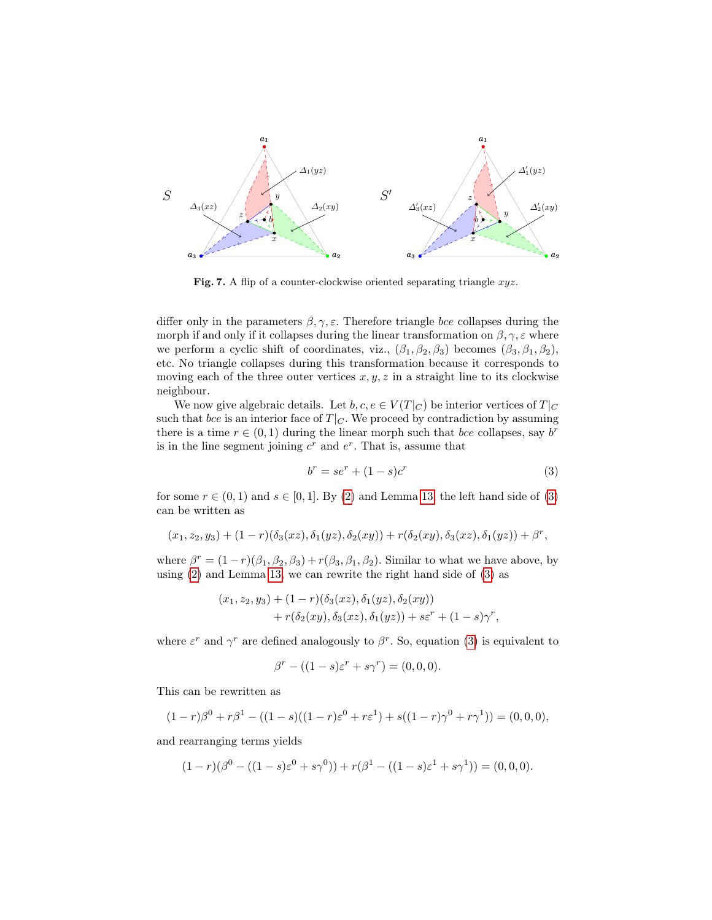S

$\Delta_1(yz)$

$\Delta_3(xz)$

$\Delta_2(xy)$

$a_1$

$a_2$

$a_3$

$x$

$y$

$z$

$b$

S′

$\Delta'_1(yz)$

$\Delta'_3(xz)$

$\Delta'_2(xy)$

$a_1$

$a_2$

$a_3$

$x$

$y$

$z$

$b$

**Fig. 7.** A flip of a counter-clockwise oriented separating triangle $xyz$.

differ only in the parameters $\beta, \gamma, \varepsilon$. Therefore triangle $bce$ collapses during the morph if and only if it collapses during the linear transformation on $\beta, \gamma, \varepsilon$ where we perform a cyclic shift of coordinates, viz., $(\beta_1, \beta_2, \beta_3)$ becomes $(\beta_3, \beta_1, \beta_2)$, etc. No triangle collapses during this transformation because it corresponds to moving each of the three outer vertices $x, y, z$ in a straight line to its clockwise neighbour.

We now give algebraic details. Let $b, c, e \in V(T|_C)$ be interior vertices of $T|_C$ such that $bce$ is an interior face of $T|_C$. We proceed by contradiction by assuming there is a time $r \in (0, 1)$ during the linear morph such that $bce$ collapses, say $b^r$ is in the line segment joining $c^r$ and $e^r$. That is, assume that

$$b^r = se^r + (1-s)c^r \tag{3}$$

for some $r \in (0, 1)$ and $s \in [0, 1]$. By (2) and Lemma 13, the left hand side of (3) can be written as

$$(x_1, z_2, y_3) + (1-r)(\delta_3(xz), \delta_1(yz), \delta_2(xy)) + r(\delta_2(xy), \delta_3(xz), \delta_1(yz)) + \beta^r,$$

where $\beta^r = (1-r)(\beta_1, \beta_2, \beta_3) + r(\beta_3, \beta_1, \beta_2)$. Similar to what we have above, by using (2) and Lemma 13, we can rewrite the right hand side of (3) as

$$\begin{aligned}(x_1, z_2, y_3) &+ (1-r)(\delta_3(xz), \delta_1(yz), \delta_2(xy)) \\ &+ r(\delta_2(xy), \delta_3(xz), \delta_1(yz)) + s\varepsilon^r + (1-s)\gamma^r,\end{aligned}$$

where $\varepsilon^r$ and $\gamma^r$ are defined analogously to $\beta^r$. So, equation (3) is equivalent to

$$\beta^r - ((1-s)\varepsilon^r + s\gamma^r) = (0, 0, 0).$$

This can be rewritten as

$$(1-r)\beta^0 + r\beta^1 - ((1-s)((1-r)\varepsilon^0 + r\varepsilon^1) + s((1-r)\gamma^0 + r\gamma^1)) = (0, 0, 0),$$

and rearranging terms yields

$$(1-r)(\beta^0 - ((1-s)\varepsilon^0 + s\gamma^0)) + r(\beta^1 - ((1-s)\varepsilon^1 + s\gamma^1)) = (0, 0, 0).$$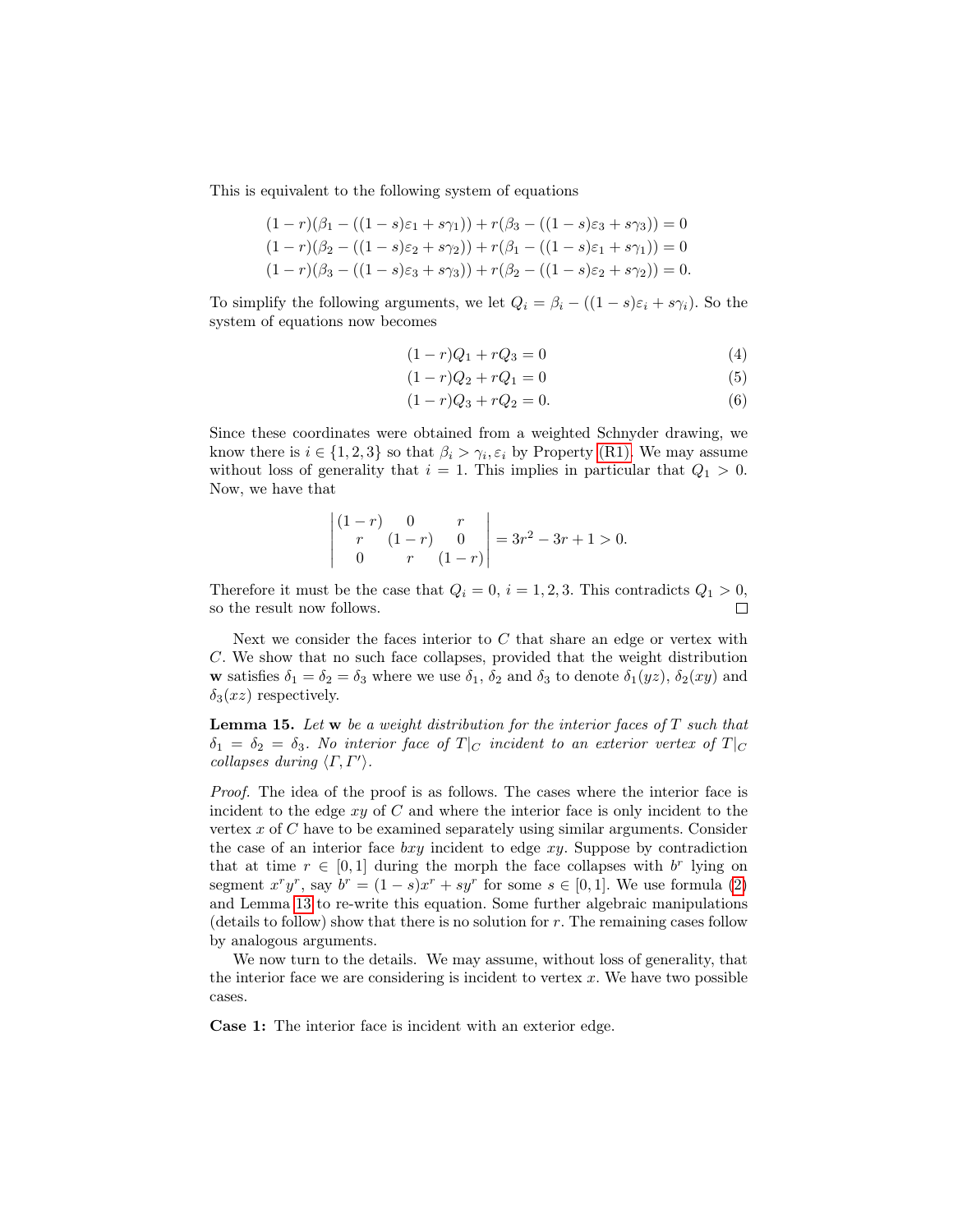This is equivalent to the following system of equations

$$
\begin{aligned}
(1-r)(\beta_1 - ((1-s)\varepsilon_1 + s\gamma_1)) + r(\beta_3 - ((1-s)\varepsilon_3 + s\gamma_3)) &= 0 \\
(1-r)(\beta_2 - ((1-s)\varepsilon_2 + s\gamma_2)) + r(\beta_1 - ((1-s)\varepsilon_1 + s\gamma_1)) &= 0 \\
(1-r)(\beta_3 - ((1-s)\varepsilon_3 + s\gamma_3)) + r(\beta_2 - ((1-s)\varepsilon_2 + s\gamma_2)) &= 0.
\end{aligned}
$$

To simplify the following arguments, we let $Q_i = \beta_i - ((1-s)\varepsilon_i + s\gamma_i)$. So the system of equations now becomes

$$
(1-r)Q_1 + rQ_3 = 0 \tag{4}
$$

$$
(1-r)Q_2 + rQ_1 = 0 \tag{5}
$$

$$
(1-r)Q_3 + rQ_2 = 0. \tag{6}
$$

Since these coordinates were obtained from a weighted Schnyder drawing, we know there is $i \in \{1,2,3\}$ so that $\beta_i > \gamma_i, \varepsilon_i$ by Property (R1). We may assume without loss of generality that $i = 1$. This implies in particular that $Q_1 > 0$. Now, we have that

$$
\begin{vmatrix} (1-r) & 0 & r \\ r & (1-r) & 0 \\ 0 & r & (1-r) \end{vmatrix} = 3r^2 - 3r + 1 > 0.
$$

Therefore it must be the case that $Q_i = 0$, $i = 1,2,3$. This contradicts $Q_1 > 0$, so the result now follows. □

Next we consider the faces interior to $C$ that share an edge or vertex with $C$. We show that no such face collapses, provided that the weight distribution $\mathbf{w}$ satisfies $\delta_1 = \delta_2 = \delta_3$ where we use $\delta_1$, $\delta_2$ and $\delta_3$ to denote $\delta_1(yz)$, $\delta_2(xy)$ and $\delta_3(xz)$ respectively.

**Lemma 15.** *Let $\mathbf{w}$ be a weight distribution for the interior faces of $T$ such that $\delta_1 = \delta_2 = \delta_3$. No interior face of $T|_C$ incident to an exterior vertex of $T|_C$ collapses during $\langle \Gamma, \Gamma' \rangle$.*

*Proof.* The idea of the proof is as follows. The cases where the interior face is incident to the edge $xy$ of $C$ and where the interior face is only incident to the vertex $x$ of $C$ have to be examined separately using similar arguments. Consider the case of an interior face $bxy$ incident to edge $xy$. Suppose by contradiction that at time $r \in [0,1]$ during the morph the face collapses with $b^r$ lying on segment $x^r y^r$, say $b^r = (1-s)x^r + sy^r$ for some $s \in [0,1]$. We use formula (2) and Lemma 13 to re-write this equation. Some further algebraic manipulations (details to follow) show that there is no solution for $r$. The remaining cases follow by analogous arguments.

We now turn to the details. We may assume, without loss of generality, that the interior face we are considering is incident to vertex $x$. We have two possible cases.

**Case 1:** The interior face is incident with an exterior edge.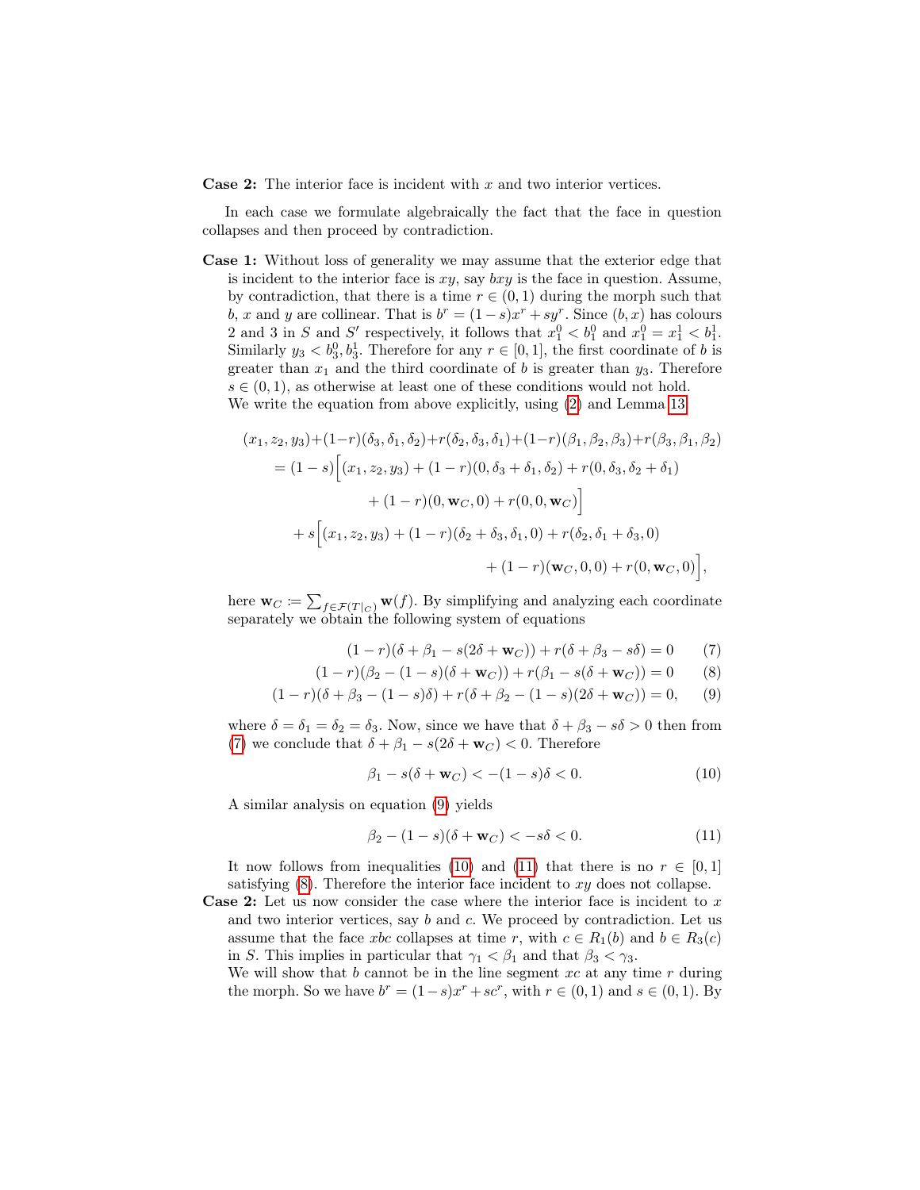**Case 2:** The interior face is incident with $x$ and two interior vertices.

In each case we formulate algebraically the fact that the face in question collapses and then proceed by contradiction.

**Case 1:** Without loss of generality we may assume that the exterior edge that is incident to the interior face is $xy$, say $bxy$ is the face in question. Assume, by contradiction, that there is a time $r \in (0,1)$ during the morph such that $b$, $x$ and $y$ are collinear. That is $b^r = (1-s)x^r + sy^r$. Since $(b,x)$ has colours 2 and 3 in $S$ and $S'$ respectively, it follows that $x_1^0 < b_1^0$ and $x_1^0 = x_1^1 < b_1^1$. Similarly $y_3 < b_3^0, b_3^1$. Therefore for any $r \in [0,1]$, the first coordinate of $b$ is greater than $x_1$ and the third coordinate of $b$ is greater than $y_3$. Therefore $s \in (0,1)$, as otherwise at least one of these conditions would not hold. We write the equation from above explicitly, using (2) and Lemma 13

$$
\begin{aligned}
&(x_1, z_2, y_3) + (1-r)(\delta_3, \delta_1, \delta_2) + r(\delta_2, \delta_3, \delta_1) + (1-r)(\beta_1, \beta_2, \beta_3) + r(\beta_3, \beta_1, \beta_2) \\
&= (1-s)\Big[(x_1, z_2, y_3) + (1-r)(0, \delta_3 + \delta_1, \delta_2) + r(0, \delta_3, \delta_2 + \delta_1) \\
&\qquad + (1-r)(0, \mathbf{w}_C, 0) + r(0, 0, \mathbf{w}_C)\Big] \\
&\quad + s\Big[(x_1, z_2, y_3) + (1-r)(\delta_2 + \delta_3, \delta_1, 0) + r(\delta_2, \delta_1 + \delta_3, 0) \\
&\qquad + (1-r)(\mathbf{w}_C, 0, 0) + r(0, \mathbf{w}_C, 0)\Big],
\end{aligned}
$$

here $\mathbf{w}_C \coloneqq \sum_{f \in \mathcal{F}(T|_C)} \mathbf{w}(f)$. By simplifying and analyzing each coordinate separately we obtain the following system of equations

$$
(1-r)(\delta + \beta_1 - s(2\delta + \mathbf{w}_C)) + r(\delta + \beta_3 - s\delta) = 0 \qquad (7)
$$

$$
(1-r)(\beta_2 - (1-s)(\delta + \mathbf{w}_C)) + r(\beta_1 - s(\delta + \mathbf{w}_C)) = 0 \qquad (8)
$$

$$
(1-r)(\delta + \beta_3 - (1-s)\delta) + r(\delta + \beta_2 - (1-s)(2\delta + \mathbf{w}_C)) = 0, \qquad (9)
$$

where $\delta = \delta_1 = \delta_2 = \delta_3$. Now, since we have that $\delta + \beta_3 - s\delta > 0$ then from (7) we conclude that $\delta + \beta_1 - s(2\delta + \mathbf{w}_C) < 0$. Therefore

$$
\beta_1 - s(\delta + \mathbf{w}_C) < -(1-s)\delta < 0. \qquad (10)
$$

A similar analysis on equation (9) yields

$$
\beta_2 - (1-s)(\delta + \mathbf{w}_C) < -s\delta < 0. \qquad (11)
$$

It now follows from inequalities (10) and (11) that there is no $r \in [0,1]$ satisfying (8). Therefore the interior face incident to $xy$ does not collapse.

**Case 2:** Let us now consider the case where the interior face is incident to $x$ and two interior vertices, say $b$ and $c$. We proceed by contradiction. Let us assume that the face $xbc$ collapses at time $r$, with $c \in R_1(b)$ and $b \in R_3(c)$ in $S$. This implies in particular that $\gamma_1 < \beta_1$ and that $\beta_3 < \gamma_3$. We will show that $b$ cannot be in the line segment $xc$ at any time $r$ during the morph. So we have $b^r = (1-s)x^r + sc^r$, with $r \in (0,1)$ and $s \in (0,1)$. By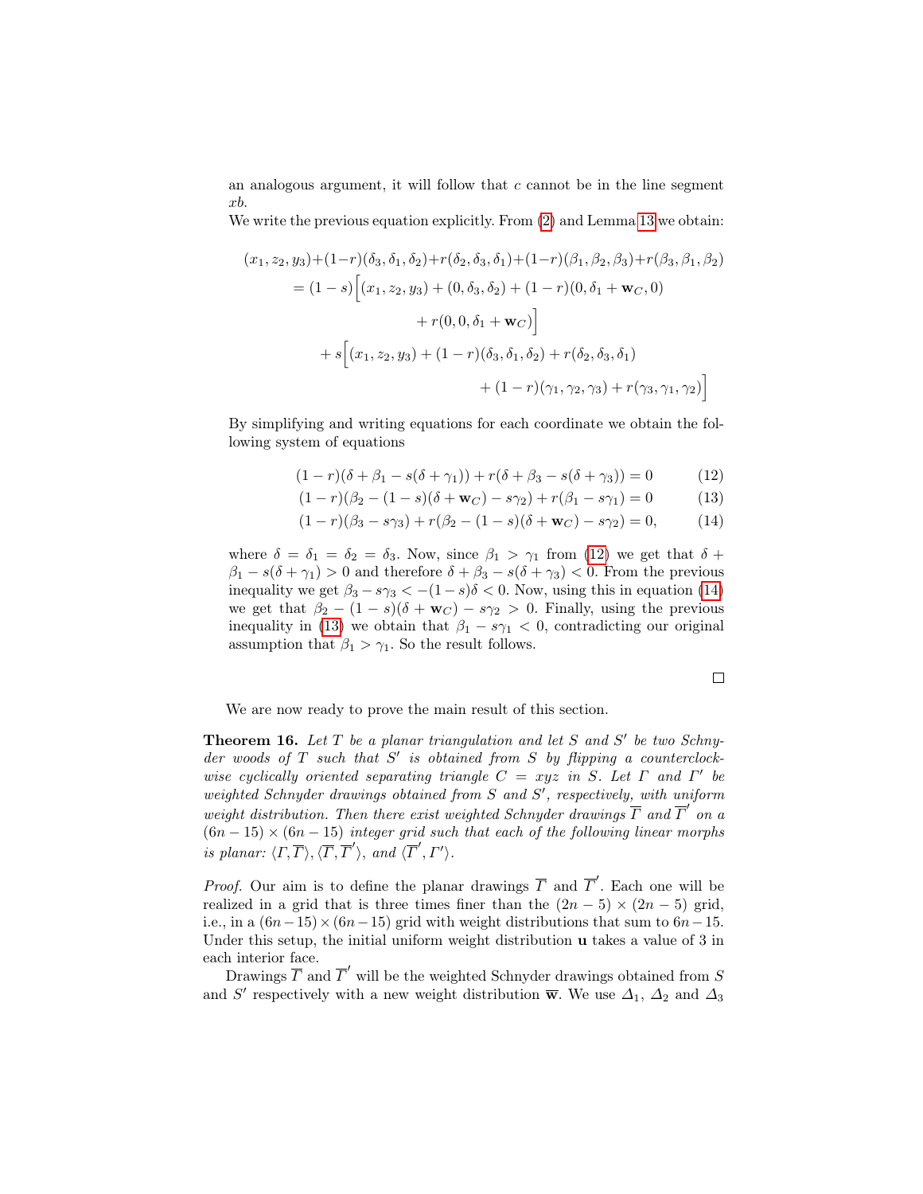an analogous argument, it will follow that $c$ cannot be in the line segment $xb$.

We write the previous equation explicitly. From (2) and Lemma 13 we obtain:

$$
\begin{aligned}
(x_1, z_2, y_3) &+ (1-r)(\delta_3, \delta_1, \delta_2) + r(\delta_2, \delta_3, \delta_1) + (1-r)(\beta_1, \beta_2, \beta_3) + r(\beta_3, \beta_1, \beta_2) \\
&= (1-s)\Big[(x_1, z_2, y_3) + (0, \delta_3, \delta_2) + (1-r)(0, \delta_1 + \mathbf{w}_C, 0) \\
&\qquad + r(0, 0, \delta_1 + \mathbf{w}_C)\Big] \\
&\quad + s\Big[(x_1, z_2, y_3) + (1-r)(\delta_3, \delta_1, \delta_2) + r(\delta_2, \delta_3, \delta_1) \\
&\qquad + (1-r)(\gamma_1, \gamma_2, \gamma_3) + r(\gamma_3, \gamma_1, \gamma_2)\Big]
\end{aligned}
$$

By simplifying and writing equations for each coordinate we obtain the following system of equations

$$
(1-r)(\delta + \beta_1 - s(\delta + \gamma_1)) + r(\delta + \beta_3 - s(\delta + \gamma_3)) = 0 \tag{12}
$$

$$
(1-r)(\beta_2 - (1-s)(\delta + \mathbf{w}_C) - s\gamma_2) + r(\beta_1 - s\gamma_1) = 0 \tag{13}
$$

$$
(1-r)(\beta_3 - s\gamma_3) + r(\beta_2 - (1-s)(\delta + \mathbf{w}_C) - s\gamma_2) = 0, \tag{14}
$$

where $\delta = \delta_1 = \delta_2 = \delta_3$. Now, since $\beta_1 > \gamma_1$ from (12) we get that $\delta + \beta_1 - s(\delta + \gamma_1) > 0$ and therefore $\delta + \beta_3 - s(\delta + \gamma_3) < 0$. From the previous inequality we get $\beta_3 - s\gamma_3 < -(1-s)\delta < 0$. Now, using this in equation (14) we get that $\beta_2 - (1-s)(\delta + \mathbf{w}_C) - s\gamma_2 > 0$. Finally, using the previous inequality in (13) we obtain that $\beta_1 - s\gamma_1 < 0$, contradicting our original assumption that $\beta_1 > \gamma_1$. So the result follows.

□

We are now ready to prove the main result of this section.

**Theorem 16.** *Let $T$ be a planar triangulation and let $S$ and $S'$ be two Schnyder woods of $T$ such that $S'$ is obtained from $S$ by flipping a counterclockwise cyclically oriented separating triangle $C = xyz$ in $S$. Let $\Gamma$ and $\Gamma'$ be weighted Schnyder drawings obtained from $S$ and $S'$, respectively, with uniform weight distribution. Then there exist weighted Schnyder drawings $\overline{\Gamma}$ and $\overline{\Gamma}'$ on a $(6n-15) \times (6n-15)$ integer grid such that each of the following linear morphs is planar: $\langle \Gamma, \overline{\Gamma} \rangle$, $\langle \overline{\Gamma}, \overline{\Gamma}' \rangle$, and $\langle \overline{\Gamma}', \Gamma' \rangle$.*

*Proof.* Our aim is to define the planar drawings $\overline{\Gamma}$ and $\overline{\Gamma}'$. Each one will be realized in a grid that is three times finer than the $(2n-5) \times (2n-5)$ grid, i.e., in a $(6n-15) \times (6n-15)$ grid with weight distributions that sum to $6n-15$. Under this setup, the initial uniform weight distribution $\mathbf{u}$ takes a value of 3 in each interior face.

Drawings $\overline{\Gamma}$ and $\overline{\Gamma}'$ will be the weighted Schnyder drawings obtained from $S$ and $S'$ respectively with a new weight distribution $\overline{\mathbf{w}}$. We use $\Delta_1$, $\Delta_2$ and $\Delta_3$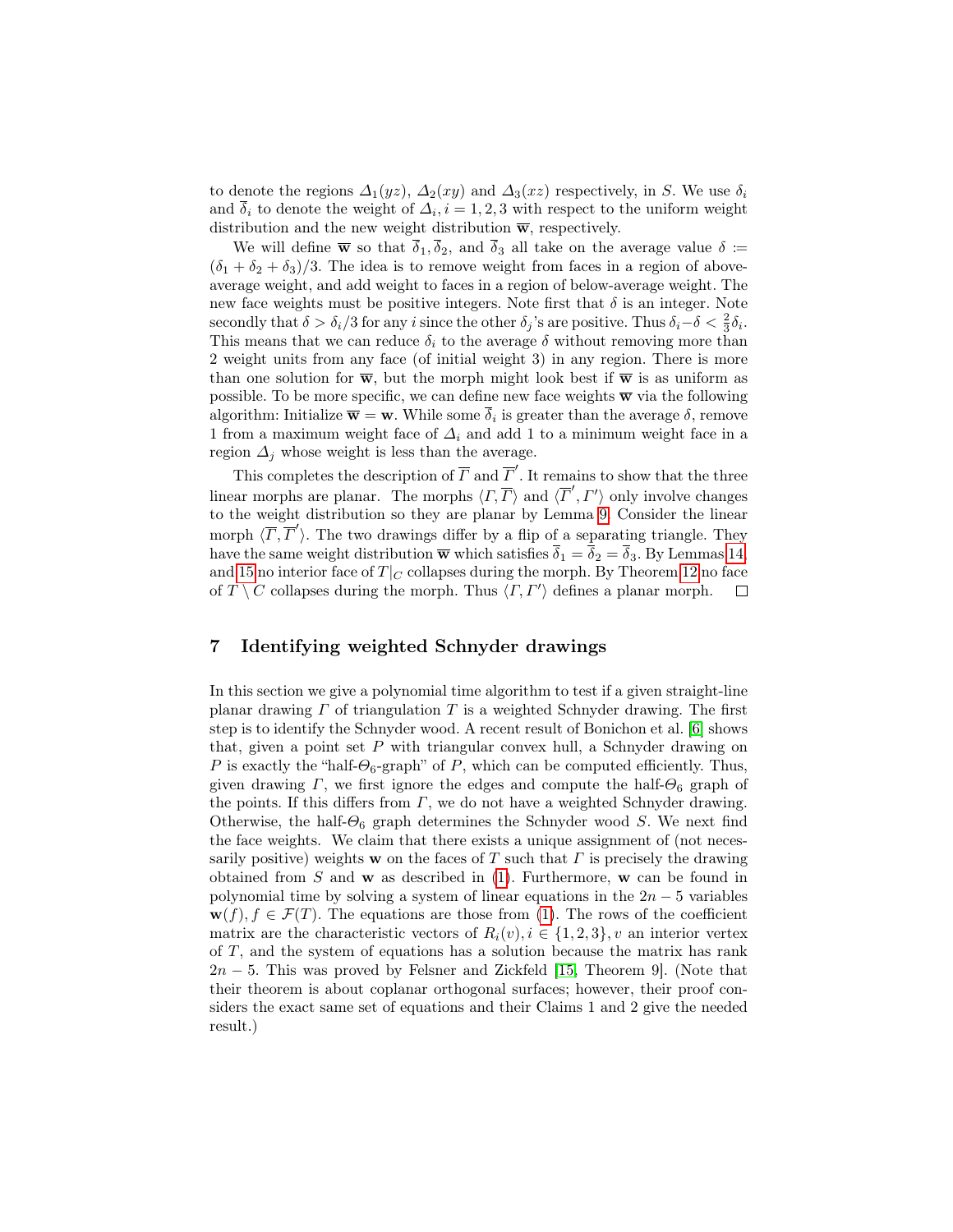to denote the regions $\Delta_1(yz)$, $\Delta_2(xy)$ and $\Delta_3(xz)$ respectively, in $S$. We use $\delta_i$ and $\overline{\delta}_i$ to denote the weight of $\Delta_i, i = 1, 2, 3$ with respect to the uniform weight distribution and the new weight distribution $\overline{\mathbf{w}}$, respectively.

We will define $\overline{\mathbf{w}}$ so that $\overline{\delta}_1, \overline{\delta}_2$, and $\overline{\delta}_3$ all take on the average value $\delta := (\delta_1 + \delta_2 + \delta_3)/3$. The idea is to remove weight from faces in a region of above-average weight, and add weight to faces in a region of below-average weight. The new face weights must be positive integers. Note first that $\delta$ is an integer. Note secondly that $\delta > \delta_i/3$ for any $i$ since the other $\delta_j$'s are positive. Thus $\delta_i - \delta < \frac{2}{3}\delta_i$. This means that we can reduce $\delta_i$ to the average $\delta$ without removing more than 2 weight units from any face (of initial weight 3) in any region. There is more than one solution for $\overline{\mathbf{w}}$, but the morph might look best if $\overline{\mathbf{w}}$ is as uniform as possible. To be more specific, we can define new face weights $\overline{\mathbf{w}}$ via the following algorithm: Initialize $\overline{\mathbf{w}} = \mathbf{w}$. While some $\overline{\delta}_i$ is greater than the average $\delta$, remove 1 from a maximum weight face of $\Delta_i$ and add 1 to a minimum weight face in a region $\Delta_j$ whose weight is less than the average.

This completes the description of $\overline{\Gamma}$ and $\overline{\Gamma}'$. It remains to show that the three linear morphs are planar. The morphs $\langle \Gamma, \overline{\Gamma} \rangle$ and $\langle \overline{\Gamma}', \Gamma' \rangle$ only involve changes to the weight distribution so they are planar by Lemma 9. Consider the linear morph $\langle \overline{\Gamma}, \overline{\Gamma}' \rangle$. The two drawings differ by a flip of a separating triangle. They have the same weight distribution $\overline{\mathbf{w}}$ which satisfies $\overline{\delta}_1 = \overline{\delta}_2 = \overline{\delta}_3$. By Lemmas 14, and 15 no interior face of $T|_C$ collapses during the morph. By Theorem 12 no face of $T \setminus C$ collapses during the morph. Thus $\langle \Gamma, \Gamma' \rangle$ defines a planar morph. □

## 7 Identifying weighted Schnyder drawings

In this section we give a polynomial time algorithm to test if a given straight-line planar drawing $\Gamma$ of triangulation $T$ is a weighted Schnyder drawing. The first step is to identify the Schnyder wood. A recent result of Bonichon et al. [6] shows that, given a point set $P$ with triangular convex hull, a Schnyder drawing on $P$ is exactly the "half-$\Theta_6$-graph" of $P$, which can be computed efficiently. Thus, given drawing $\Gamma$, we first ignore the edges and compute the half-$\Theta_6$ graph of the points. If this differs from $\Gamma$, we do not have a weighted Schnyder drawing. Otherwise, the half-$\Theta_6$ graph determines the Schnyder wood $S$. We next find the face weights. We claim that there exists a unique assignment of (not necessarily positive) weights $\mathbf{w}$ on the faces of $T$ such that $\Gamma$ is precisely the drawing obtained from $S$ and $\mathbf{w}$ as described in (1). Furthermore, $\mathbf{w}$ can be found in polynomial time by solving a system of linear equations in the $2n - 5$ variables $\mathbf{w}(f), f \in \mathcal{F}(T)$. The equations are those from (1). The rows of the coefficient matrix are the characteristic vectors of $R_i(v), i \in \{1, 2, 3\}, v$ an interior vertex of $T$, and the system of equations has a solution because the matrix has rank $2n - 5$. This was proved by Felsner and Zickfeld [15, Theorem 9]. (Note that their theorem is about coplanar orthogonal surfaces; however, their proof considers the exact same set of equations and their Claims 1 and 2 give the needed result.)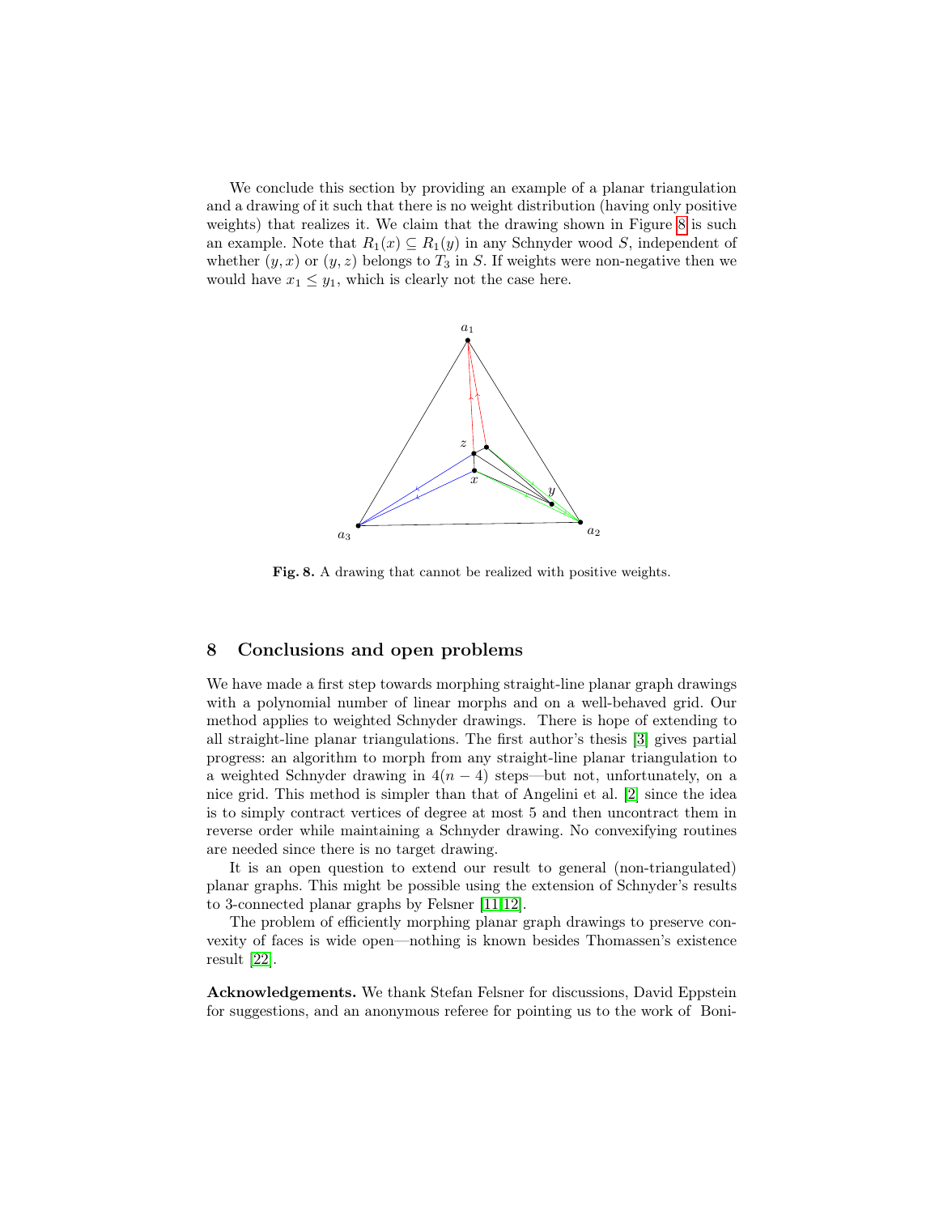We conclude this section by providing an example of a planar triangulation and a drawing of it such that there is no weight distribution (having only positive weights) that realizes it. We claim that the drawing shown in Figure 8 is such an example. Note that $R_1(x) \subseteq R_1(y)$ in any Schnyder wood $S$, independent of whether $(y, x)$ or $(y, z)$ belongs to $T_3$ in $S$. If weights were non-negative then we would have $x_1 \leq y_1$, which is clearly not the case here.

$a_1$

$z$

$x$

$y$

$a_3$

$a_2$

**Fig. 8.** A drawing that cannot be realized with positive weights.

## 8 Conclusions and open problems

We have made a first step towards morphing straight-line planar graph drawings with a polynomial number of linear morphs and on a well-behaved grid. Our method applies to weighted Schnyder drawings. There is hope of extending to all straight-line planar triangulations. The first author's thesis [3] gives partial progress: an algorithm to morph from any straight-line planar triangulation to a weighted Schnyder drawing in $4(n-4)$ steps—but not, unfortunately, on a nice grid. This method is simpler than that of Angelini et al. [2] since the idea is to simply contract vertices of degree at most 5 and then uncontract them in reverse order while maintaining a Schnyder drawing. No convexifying routines are needed since there is no target drawing.

It is an open question to extend our result to general (non-triangulated) planar graphs. This might be possible using the extension of Schnyder's results to 3-connected planar graphs by Felsner [11,12].

The problem of efficiently morphing planar graph drawings to preserve convexity of faces is wide open—nothing is known besides Thomassen's existence result [22].

**Acknowledgements.** We thank Stefan Felsner for discussions, David Eppstein for suggestions, and an anonymous referee for pointing us to the work of Boni-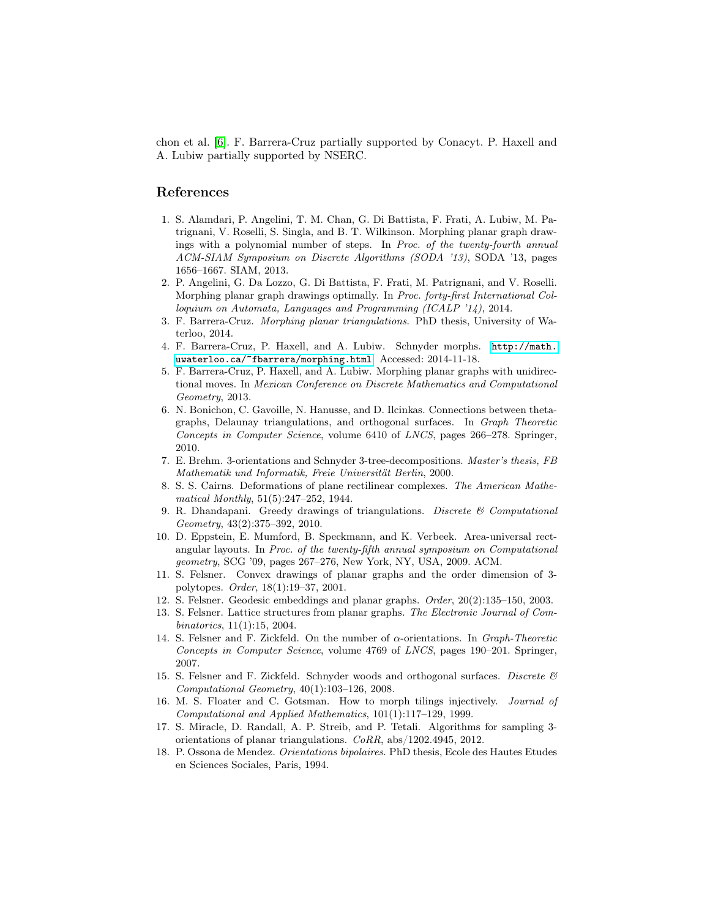chon et al. [6]. F. Barrera-Cruz partially supported by Conacyt. P. Haxell and A. Lubiw partially supported by NSERC.

## References

1. S. Alamdari, P. Angelini, T. M. Chan, G. Di Battista, F. Frati, A. Lubiw, M. Patrignani, V. Roselli, S. Singla, and B. T. Wilkinson. Morphing planar graph drawings with a polynomial number of steps. In *Proc. of the twenty-fourth annual ACM-SIAM Symposium on Discrete Algorithms (SODA '13)*, SODA '13, pages 1656–1667. SIAM, 2013.
2. P. Angelini, G. Da Lozzo, G. Di Battista, F. Frati, M. Patrignani, and V. Roselli. Morphing planar graph drawings optimally. In *Proc. forty-first International Colloquium on Automata, Languages and Programming (ICALP '14)*, 2014.
3. F. Barrera-Cruz. *Morphing planar triangulations*. PhD thesis, University of Waterloo, 2014.
4. F. Barrera-Cruz, P. Haxell, and A. Lubiw. Schnyder morphs. `http://math.uwaterloo.ca/~fbarrera/morphing.html`. Accessed: 2014-11-18.
5. F. Barrera-Cruz, P. Haxell, and A. Lubiw. Morphing planar graphs with unidirectional moves. In *Mexican Conference on Discrete Mathematics and Computational Geometry*, 2013.
6. N. Bonichon, C. Gavoille, N. Hanusse, and D. Ilcinkas. Connections between theta-graphs, Delaunay triangulations, and orthogonal surfaces. In *Graph Theoretic Concepts in Computer Science*, volume 6410 of *LNCS*, pages 266–278. Springer, 2010.
7. E. Brehm. 3-orientations and Schnyder 3-tree-decompositions. *Master's thesis, FB Mathematik und Informatik, Freie Universität Berlin*, 2000.
8. S. S. Cairns. Deformations of plane rectilinear complexes. *The American Mathematical Monthly*, 51(5):247–252, 1944.
9. R. Dhandapani. Greedy drawings of triangulations. *Discrete & Computational Geometry*, 43(2):375–392, 2010.
10. D. Eppstein, E. Mumford, B. Speckmann, and K. Verbeek. Area-universal rectangular layouts. In *Proc. of the twenty-fifth annual symposium on Computational geometry*, SCG '09, pages 267–276, New York, NY, USA, 2009. ACM.
11. S. Felsner. Convex drawings of planar graphs and the order dimension of 3-polytopes. *Order*, 18(1):19–37, 2001.
12. S. Felsner. Geodesic embeddings and planar graphs. *Order*, 20(2):135–150, 2003.
13. S. Felsner. Lattice structures from planar graphs. *The Electronic Journal of Combinatorics*, 11(1):15, 2004.
14. S. Felsner and F. Zickfeld. On the number of $\alpha$-orientations. In *Graph-Theoretic Concepts in Computer Science*, volume 4769 of *LNCS*, pages 190–201. Springer, 2007.
15. S. Felsner and F. Zickfeld. Schnyder woods and orthogonal surfaces. *Discrete & Computational Geometry*, 40(1):103–126, 2008.
16. M. S. Floater and C. Gotsman. How to morph tilings injectively. *Journal of Computational and Applied Mathematics*, 101(1):117–129, 1999.
17. S. Miracle, D. Randall, A. P. Streib, and P. Tetali. Algorithms for sampling 3-orientations of planar triangulations. *CoRR*, abs/1202.4945, 2012.
18. P. Ossona de Mendez. *Orientations bipolaires*. PhD thesis, Ecole des Hautes Etudes en Sciences Sociales, Paris, 1994.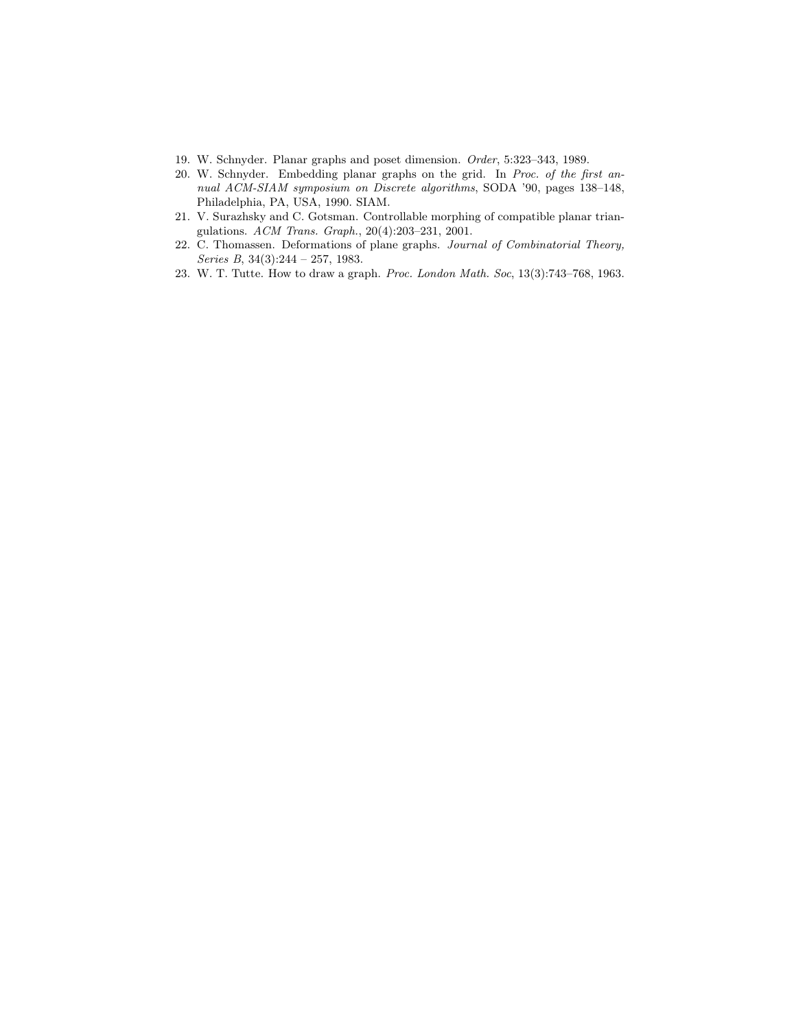19. W. Schnyder. Planar graphs and poset dimension. *Order*, 5:323–343, 1989.
20. W. Schnyder. Embedding planar graphs on the grid. In *Proc. of the first annual ACM-SIAM symposium on Discrete algorithms*, SODA '90, pages 138–148, Philadelphia, PA, USA, 1990. SIAM.
21. V. Surazhsky and C. Gotsman. Controllable morphing of compatible planar triangulations. *ACM Trans. Graph.*, 20(4):203–231, 2001.
22. C. Thomassen. Deformations of plane graphs. *Journal of Combinatorial Theory, Series B*, 34(3):244 – 257, 1983.
23. W. T. Tutte. How to draw a graph. *Proc. London Math. Soc*, 13(3):743–768, 1963.